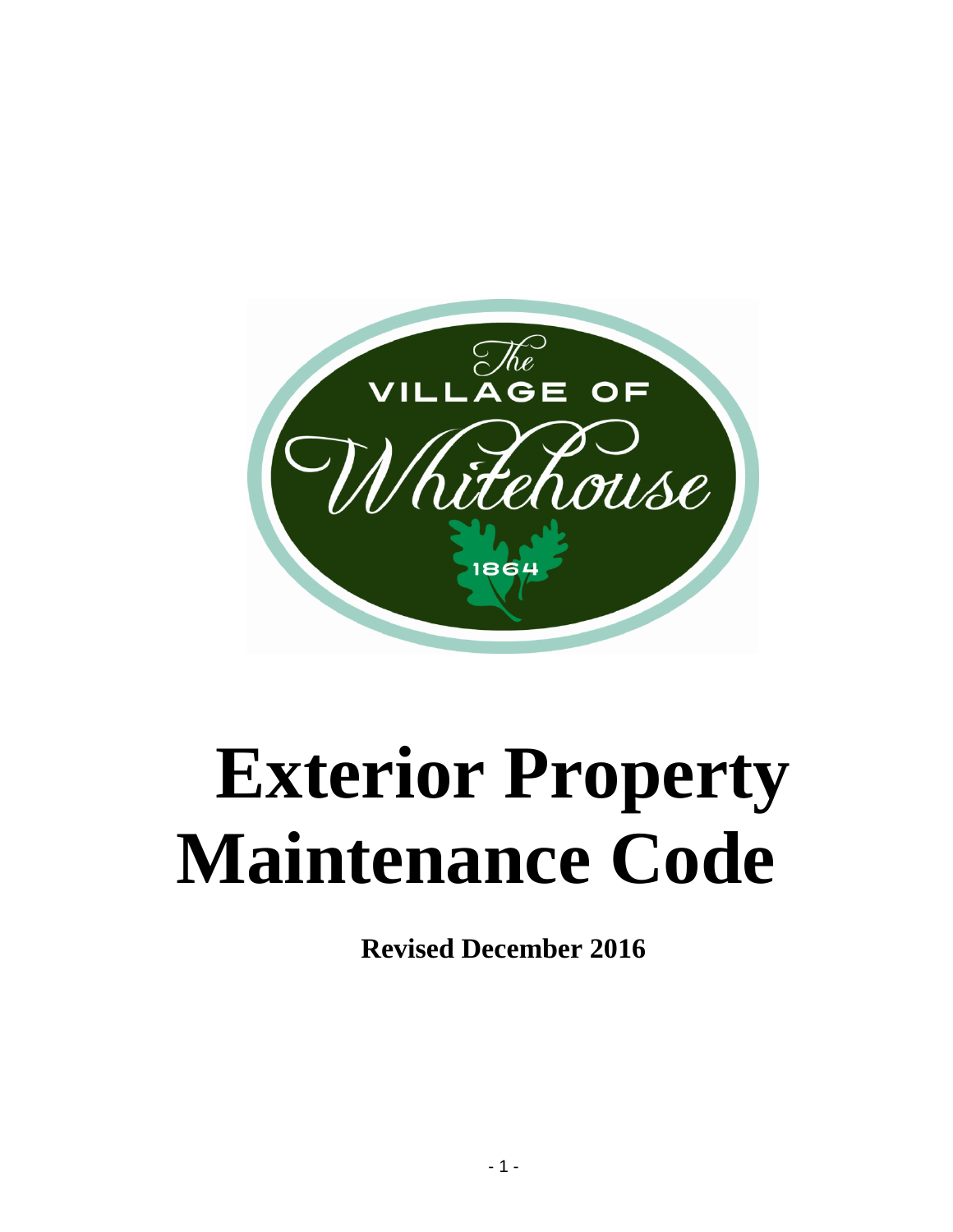The VILLAGE OF Whitehouse 1864

# Exterior Property Maintenance Code

**Revised December 2016**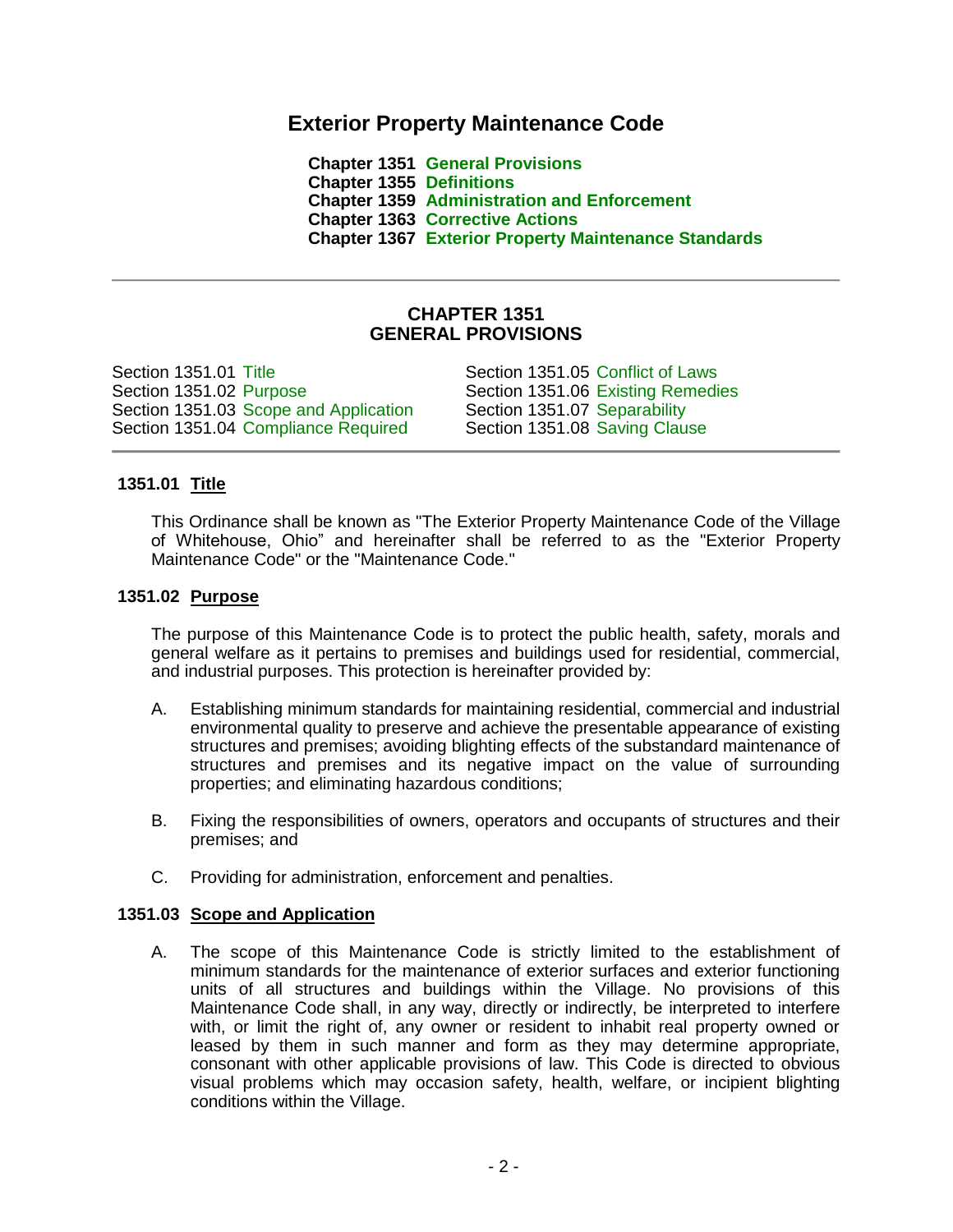# Exterior Property Maintenance Code

**Chapter 1351 General Provisions**
**Chapter 1355 Definitions**
**Chapter 1359 Administration and Enforcement**
**Chapter 1363 Corrective Actions**
**Chapter 1367 Exterior Property Maintenance Standards**

---

## CHAPTER 1351
## GENERAL PROVISIONS

Section 1351.01 Title
Section 1351.02 Purpose
Section 1351.03 Scope and Application
Section 1351.04 Compliance Required
Section 1351.05 Conflict of Laws
Section 1351.06 Existing Remedies
Section 1351.07 Separability
Section 1351.08 Saving Clause

---

### 1351.01 Title

This Ordinance shall be known as "The Exterior Property Maintenance Code of the Village of Whitehouse, Ohio" and hereinafter shall be referred to as the "Exterior Property Maintenance Code" or the "Maintenance Code."

### 1351.02 Purpose

The purpose of this Maintenance Code is to protect the public health, safety, morals and general welfare as it pertains to premises and buildings used for residential, commercial, and industrial purposes. This protection is hereinafter provided by:

A. Establishing minimum standards for maintaining residential, commercial and industrial environmental quality to preserve and achieve the presentable appearance of existing structures and premises; avoiding blighting effects of the substandard maintenance of structures and premises and its negative impact on the value of surrounding properties; and eliminating hazardous conditions;

B. Fixing the responsibilities of owners, operators and occupants of structures and their premises; and

C. Providing for administration, enforcement and penalties.

### 1351.03 Scope and Application

A. The scope of this Maintenance Code is strictly limited to the establishment of minimum standards for the maintenance of exterior surfaces and exterior functioning units of all structures and buildings within the Village. No provisions of this Maintenance Code shall, in any way, directly or indirectly, be interpreted to interfere with, or limit the right of, any owner or resident to inhabit real property owned or leased by them in such manner and form as they may determine appropriate, consonant with other applicable provisions of law. This Code is directed to obvious visual problems which may occasion safety, health, welfare, or incipient blighting conditions within the Village.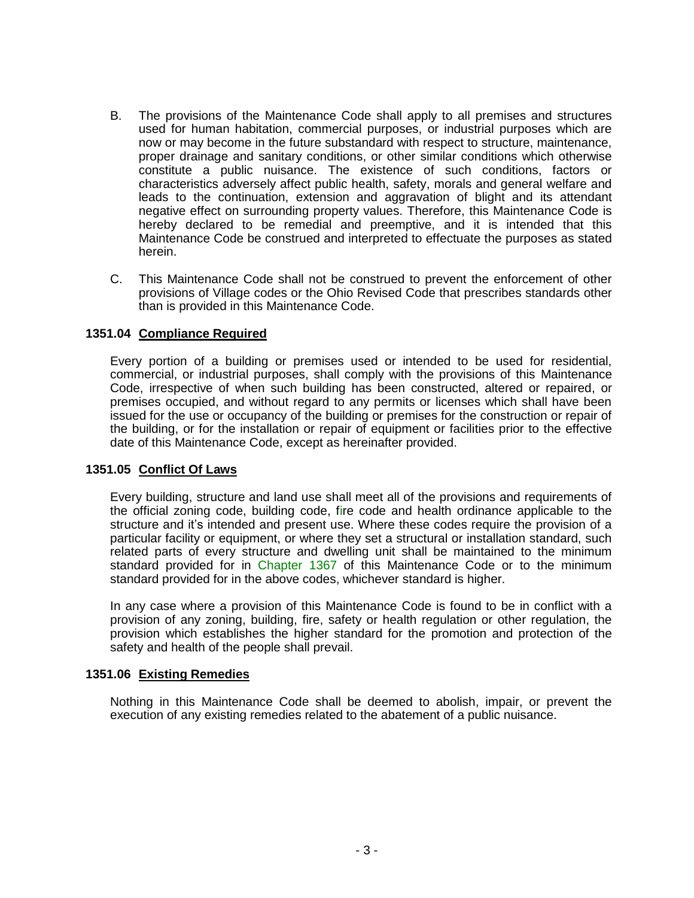B. The provisions of the Maintenance Code shall apply to all premises and structures used for human habitation, commercial purposes, or industrial purposes which are now or may become in the future substandard with respect to structure, maintenance, proper drainage and sanitary conditions, or other similar conditions which otherwise constitute a public nuisance. The existence of such conditions, factors or characteristics adversely affect public health, safety, morals and general welfare and leads to the continuation, extension and aggravation of blight and its attendant negative effect on surrounding property values. Therefore, this Maintenance Code is hereby declared to be remedial and preemptive, and it is intended that this Maintenance Code be construed and interpreted to effectuate the purposes as stated herein.

C. This Maintenance Code shall not be construed to prevent the enforcement of other provisions of Village codes or the Ohio Revised Code that prescribes standards other than is provided in this Maintenance Code.

### 1351.04 <u>Compliance Required</u>

Every portion of a building or premises used or intended to be used for residential, commercial, or industrial purposes, shall comply with the provisions of this Maintenance Code, irrespective of when such building has been constructed, altered or repaired, or premises occupied, and without regard to any permits or licenses which shall have been issued for the use or occupancy of the building or premises for the construction or repair of the building, or for the installation or repair of equipment or facilities prior to the effective date of this Maintenance Code, except as hereinafter provided.

### 1351.05 <u>Conflict Of Laws</u>

Every building, structure and land use shall meet all of the provisions and requirements of the official zoning code, building code, fire code and health ordinance applicable to the structure and it's intended and present use. Where these codes require the provision of a particular facility or equipment, or where they set a structural or installation standard, such related parts of every structure and dwelling unit shall be maintained to the minimum standard provided for in Chapter 1367 of this Maintenance Code or to the minimum standard provided for in the above codes, whichever standard is higher.

In any case where a provision of this Maintenance Code is found to be in conflict with a provision of any zoning, building, fire, safety or health regulation or other regulation, the provision which establishes the higher standard for the promotion and protection of the safety and health of the people shall prevail.

### 1351.06 <u>Existing Remedies</u>

Nothing in this Maintenance Code shall be deemed to abolish, impair, or prevent the execution of any existing remedies related to the abatement of a public nuisance.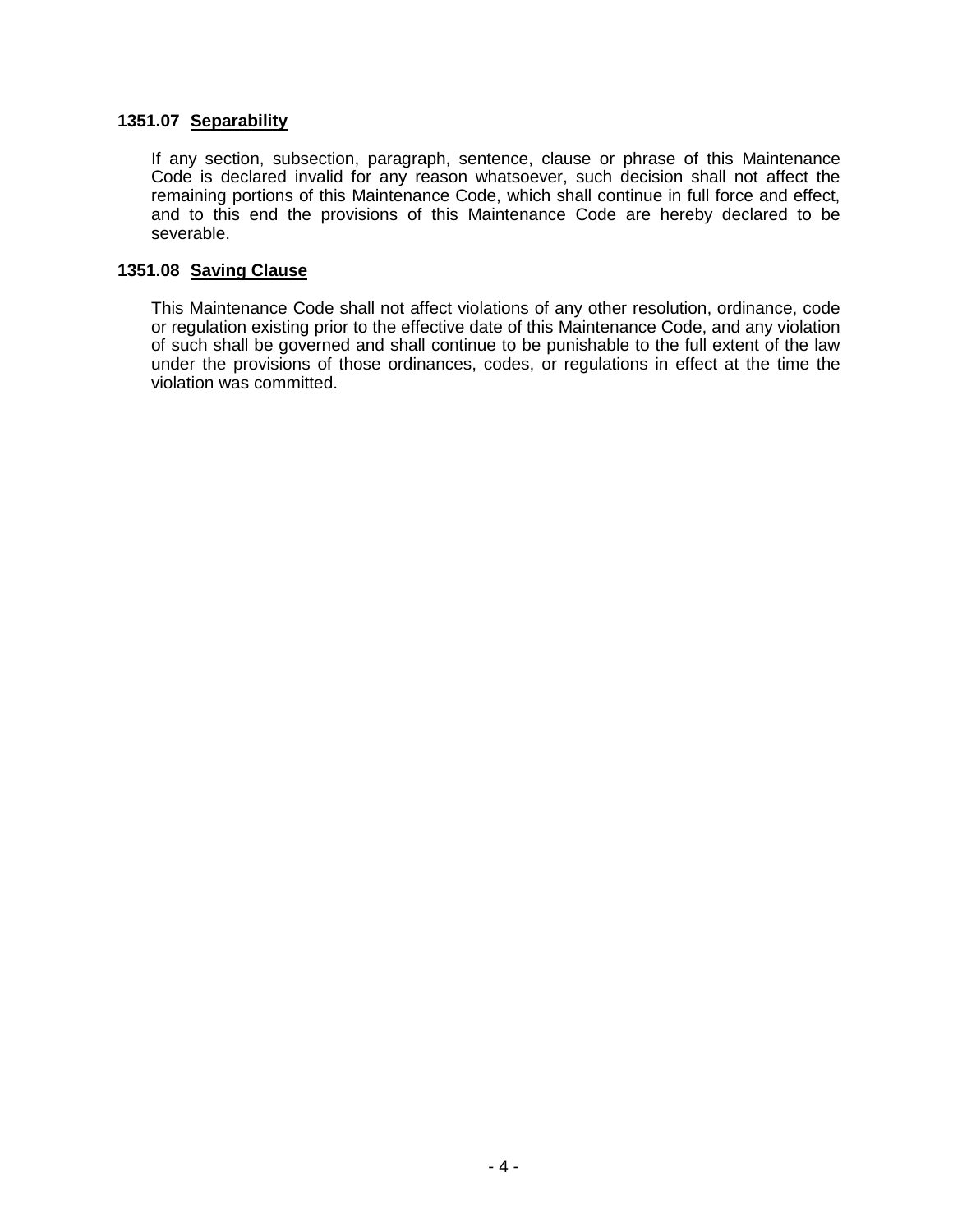### 1351.07 <u>Separability</u>

If any section, subsection, paragraph, sentence, clause or phrase of this Maintenance Code is declared invalid for any reason whatsoever, such decision shall not affect the remaining portions of this Maintenance Code, which shall continue in full force and effect, and to this end the provisions of this Maintenance Code are hereby declared to be severable.

### 1351.08 <u>Saving Clause</u>

This Maintenance Code shall not affect violations of any other resolution, ordinance, code or regulation existing prior to the effective date of this Maintenance Code, and any violation of such shall be governed and shall continue to be punishable to the full extent of the law under the provisions of those ordinances, codes, or regulations in effect at the time the violation was committed.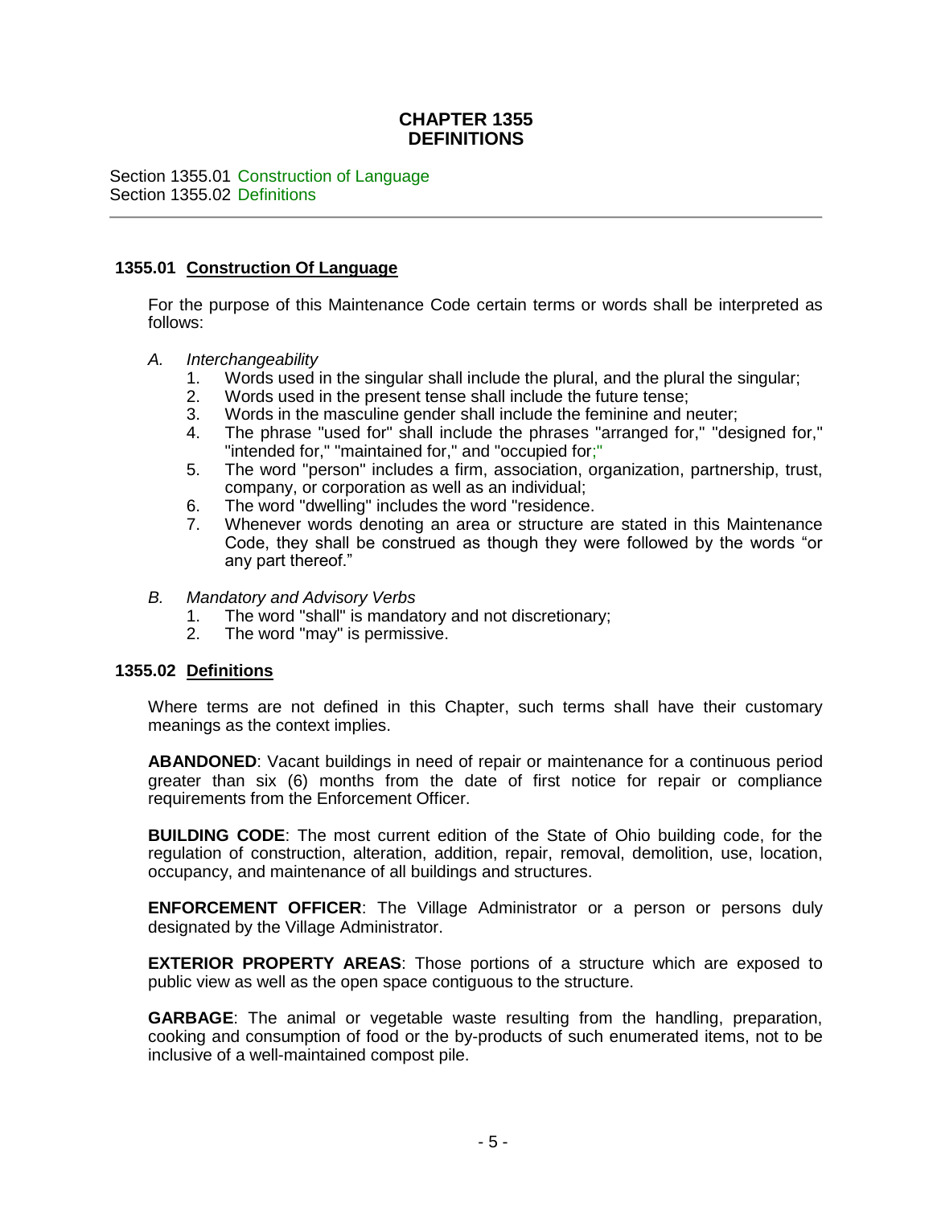# CHAPTER 1355
# DEFINITIONS

Section 1355.01 Construction of Language
Section 1355.02 Definitions

---

### 1355.01 Construction Of Language

For the purpose of this Maintenance Code certain terms or words shall be interpreted as follows:

*A. Interchangeability*

1. Words used in the singular shall include the plural, and the plural the singular;
2. Words used in the present tense shall include the future tense;
3. Words in the masculine gender shall include the feminine and neuter;
4. The phrase "used for" shall include the phrases "arranged for," "designed for," "intended for," "maintained for," and "occupied for;"
5. The word "person" includes a firm, association, organization, partnership, trust, company, or corporation as well as an individual;
6. The word "dwelling" includes the word "residence.
7. Whenever words denoting an area or structure are stated in this Maintenance Code, they shall be construed as though they were followed by the words "or any part thereof."

*B. Mandatory and Advisory Verbs*

1. The word "shall" is mandatory and not discretionary;
2. The word "may" is permissive.

### 1355.02 Definitions

Where terms are not defined in this Chapter, such terms shall have their customary meanings as the context implies.

**ABANDONED**: Vacant buildings in need of repair or maintenance for a continuous period greater than six (6) months from the date of first notice for repair or compliance requirements from the Enforcement Officer.

**BUILDING CODE**: The most current edition of the State of Ohio building code, for the regulation of construction, alteration, addition, repair, removal, demolition, use, location, occupancy, and maintenance of all buildings and structures.

**ENFORCEMENT OFFICER**: The Village Administrator or a person or persons duly designated by the Village Administrator.

**EXTERIOR PROPERTY AREAS**: Those portions of a structure which are exposed to public view as well as the open space contiguous to the structure.

**GARBAGE**: The animal or vegetable waste resulting from the handling, preparation, cooking and consumption of food or the by-products of such enumerated items, not to be inclusive of a well-maintained compost pile.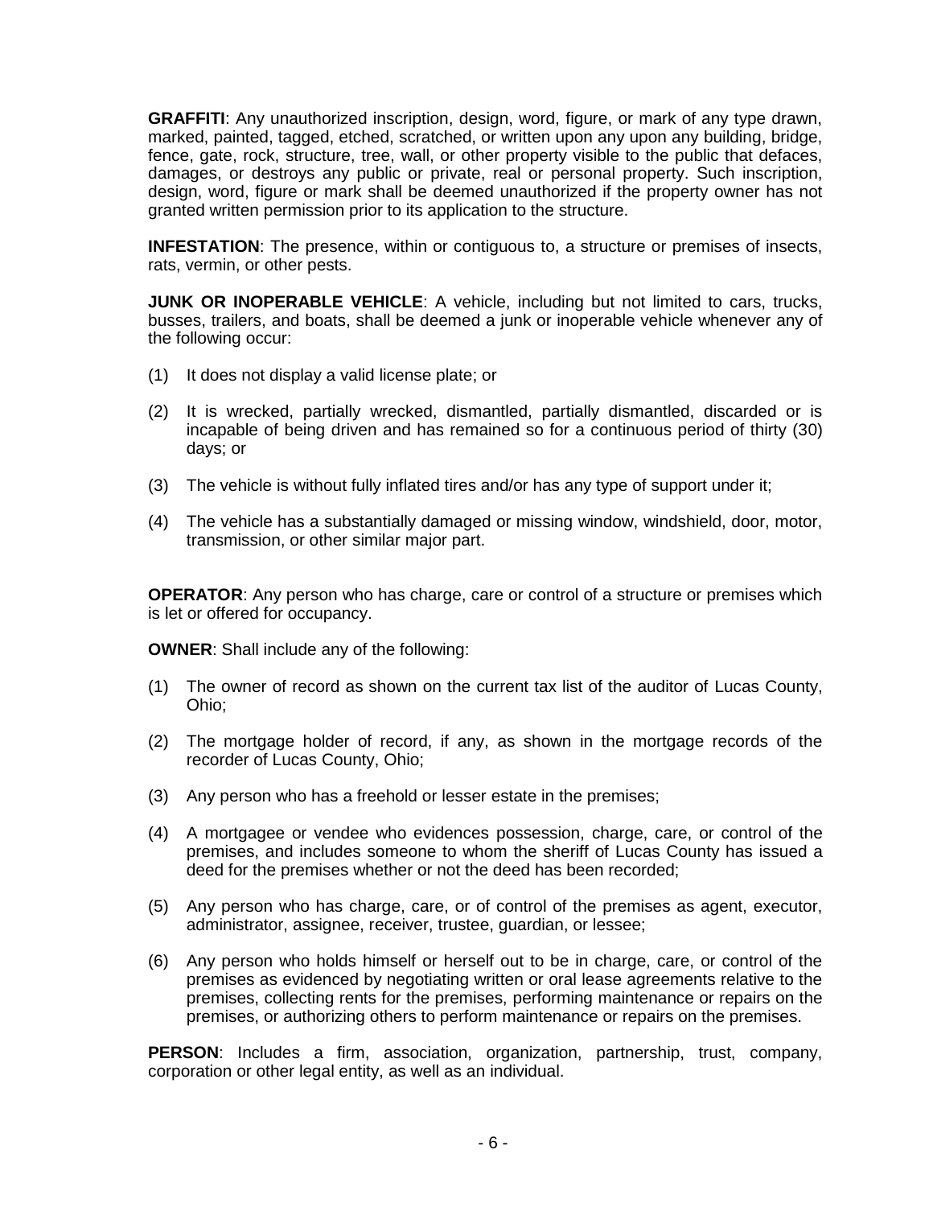**GRAFFITI**: Any unauthorized inscription, design, word, figure, or mark of any type drawn, marked, painted, tagged, etched, scratched, or written upon any upon any building, bridge, fence, gate, rock, structure, tree, wall, or other property visible to the public that defaces, damages, or destroys any public or private, real or personal property. Such inscription, design, word, figure or mark shall be deemed unauthorized if the property owner has not granted written permission prior to its application to the structure.

**INFESTATION**: The presence, within or contiguous to, a structure or premises of insects, rats, vermin, or other pests.

**JUNK OR INOPERABLE VEHICLE**: A vehicle, including but not limited to cars, trucks, busses, trailers, and boats, shall be deemed a junk or inoperable vehicle whenever any of the following occur:

(1) It does not display a valid license plate; or

(2) It is wrecked, partially wrecked, dismantled, partially dismantled, discarded or is incapable of being driven and has remained so for a continuous period of thirty (30) days; or

(3) The vehicle is without fully inflated tires and/or has any type of support under it;

(4) The vehicle has a substantially damaged or missing window, windshield, door, motor, transmission, or other similar major part.

**OPERATOR**: Any person who has charge, care or control of a structure or premises which is let or offered for occupancy.

**OWNER**: Shall include any of the following:

(1) The owner of record as shown on the current tax list of the auditor of Lucas County, Ohio;

(2) The mortgage holder of record, if any, as shown in the mortgage records of the recorder of Lucas County, Ohio;

(3) Any person who has a freehold or lesser estate in the premises;

(4) A mortgagee or vendee who evidences possession, charge, care, or control of the premises, and includes someone to whom the sheriff of Lucas County has issued a deed for the premises whether or not the deed has been recorded;

(5) Any person who has charge, care, or of control of the premises as agent, executor, administrator, assignee, receiver, trustee, guardian, or lessee;

(6) Any person who holds himself or herself out to be in charge, care, or control of the premises as evidenced by negotiating written or oral lease agreements relative to the premises, collecting rents for the premises, performing maintenance or repairs on the premises, or authorizing others to perform maintenance or repairs on the premises.

**PERSON**: Includes a firm, association, organization, partnership, trust, company, corporation or other legal entity, as well as an individual.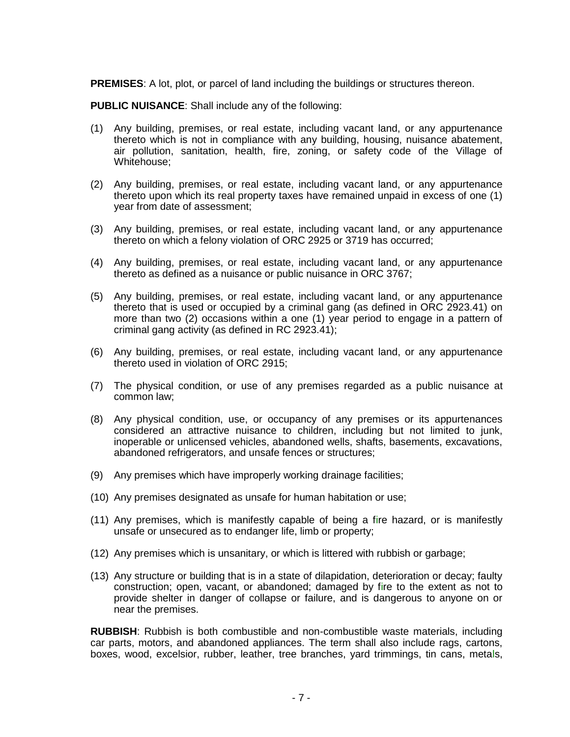**PREMISES**: A lot, plot, or parcel of land including the buildings or structures thereon.

**PUBLIC NUISANCE**: Shall include any of the following:

(1) Any building, premises, or real estate, including vacant land, or any appurtenance thereto which is not in compliance with any building, housing, nuisance abatement, air pollution, sanitation, health, fire, zoning, or safety code of the Village of Whitehouse;

(2) Any building, premises, or real estate, including vacant land, or any appurtenance thereto upon which its real property taxes have remained unpaid in excess of one (1) year from date of assessment;

(3) Any building, premises, or real estate, including vacant land, or any appurtenance thereto on which a felony violation of ORC 2925 or 3719 has occurred;

(4) Any building, premises, or real estate, including vacant land, or any appurtenance thereto as defined as a nuisance or public nuisance in ORC 3767;

(5) Any building, premises, or real estate, including vacant land, or any appurtenance thereto that is used or occupied by a criminal gang (as defined in ORC 2923.41) on more than two (2) occasions within a one (1) year period to engage in a pattern of criminal gang activity (as defined in RC 2923.41);

(6) Any building, premises, or real estate, including vacant land, or any appurtenance thereto used in violation of ORC 2915;

(7) The physical condition, or use of any premises regarded as a public nuisance at common law;

(8) Any physical condition, use, or occupancy of any premises or its appurtenances considered an attractive nuisance to children, including but not limited to junk, inoperable or unlicensed vehicles, abandoned wells, shafts, basements, excavations, abandoned refrigerators, and unsafe fences or structures;

(9) Any premises which have improperly working drainage facilities;

(10) Any premises designated as unsafe for human habitation or use;

(11) Any premises, which is manifestly capable of being a fire hazard, or is manifestly unsafe or unsecured as to endanger life, limb or property;

(12) Any premises which is unsanitary, or which is littered with rubbish or garbage;

(13) Any structure or building that is in a state of dilapidation, deterioration or decay; faulty construction; open, vacant, or abandoned; damaged by fire to the extent as not to provide shelter in danger of collapse or failure, and is dangerous to anyone on or near the premises.

**RUBBISH**: Rubbish is both combustible and non-combustible waste materials, including car parts, motors, and abandoned appliances. The term shall also include rags, cartons, boxes, wood, excelsior, rubber, leather, tree branches, yard trimmings, tin cans, metals,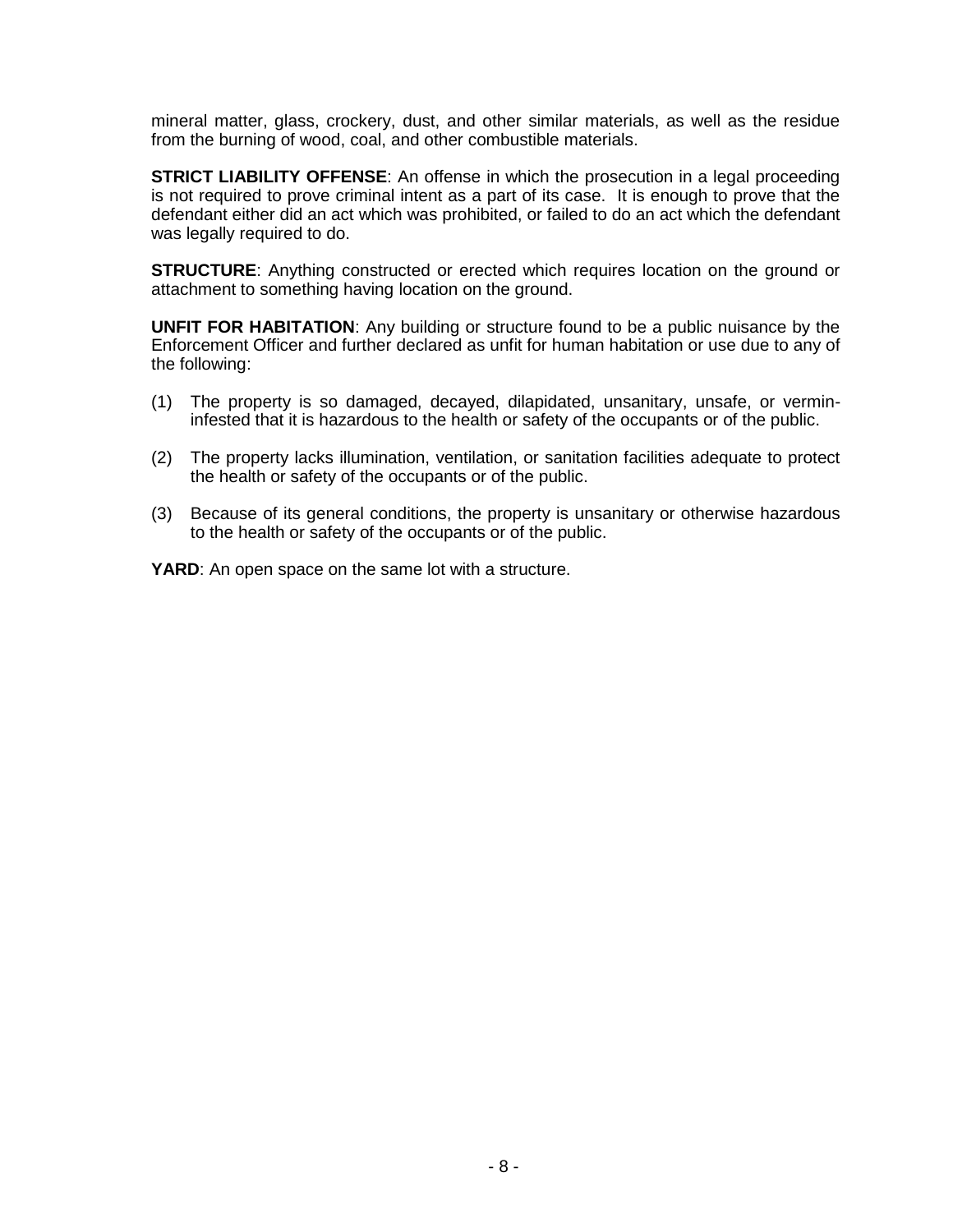mineral matter, glass, crockery, dust, and other similar materials, as well as the residue from the burning of wood, coal, and other combustible materials.

**STRICT LIABILITY OFFENSE**: An offense in which the prosecution in a legal proceeding is not required to prove criminal intent as a part of its case. It is enough to prove that the defendant either did an act which was prohibited, or failed to do an act which the defendant was legally required to do.

**STRUCTURE**: Anything constructed or erected which requires location on the ground or attachment to something having location on the ground.

**UNFIT FOR HABITATION**: Any building or structure found to be a public nuisance by the Enforcement Officer and further declared as unfit for human habitation or use due to any of the following:

(1) The property is so damaged, decayed, dilapidated, unsanitary, unsafe, or vermin-infested that it is hazardous to the health or safety of the occupants or of the public.

(2) The property lacks illumination, ventilation, or sanitation facilities adequate to protect the health or safety of the occupants or of the public.

(3) Because of its general conditions, the property is unsanitary or otherwise hazardous to the health or safety of the occupants or of the public.

**YARD**: An open space on the same lot with a structure.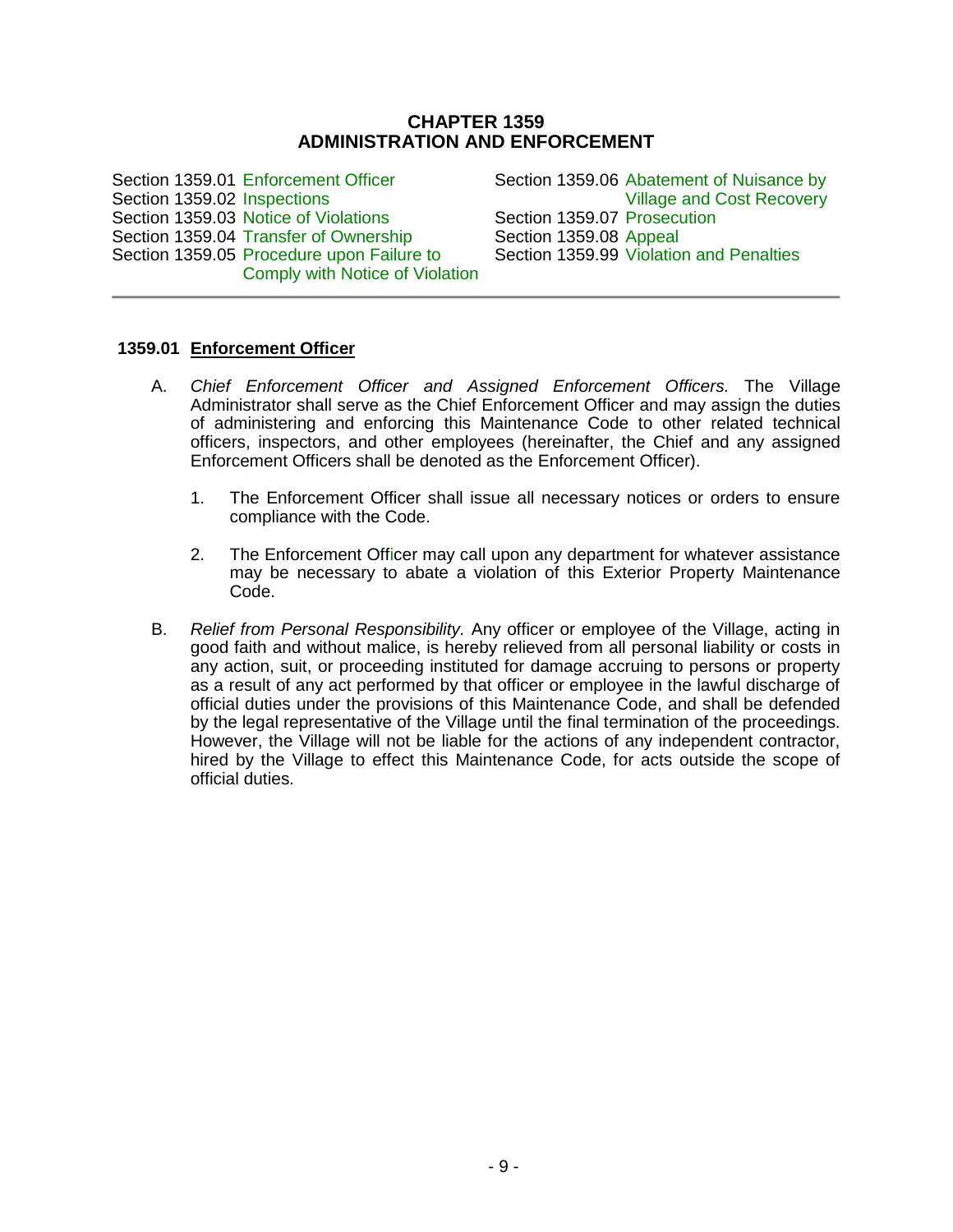# CHAPTER 1359
# ADMINISTRATION AND ENFORCEMENT

Section 1359.01 Enforcement Officer
Section 1359.02 Inspections
Section 1359.03 Notice of Violations
Section 1359.04 Transfer of Ownership
Section 1359.05 Procedure upon Failure to Comply with Notice of Violation
Section 1359.06 Abatement of Nuisance by Village and Cost Recovery
Section 1359.07 Prosecution
Section 1359.08 Appeal
Section 1359.99 Violation and Penalties

---

## 1359.01 Enforcement Officer

A. *Chief Enforcement Officer and Assigned Enforcement Officers.* The Village Administrator shall serve as the Chief Enforcement Officer and may assign the duties of administering and enforcing this Maintenance Code to other related technical officers, inspectors, and other employees (hereinafter, the Chief and any assigned Enforcement Officers shall be denoted as the Enforcement Officer).

   1. The Enforcement Officer shall issue all necessary notices or orders to ensure compliance with the Code.

   2. The Enforcement Officer may call upon any department for whatever assistance may be necessary to abate a violation of this Exterior Property Maintenance Code.

B. *Relief from Personal Responsibility.* Any officer or employee of the Village, acting in good faith and without malice, is hereby relieved from all personal liability or costs in any action, suit, or proceeding instituted for damage accruing to persons or property as a result of any act performed by that officer or employee in the lawful discharge of official duties under the provisions of this Maintenance Code, and shall be defended by the legal representative of the Village until the final termination of the proceedings. However, the Village will not be liable for the actions of any independent contractor, hired by the Village to effect this Maintenance Code, for acts outside the scope of official duties.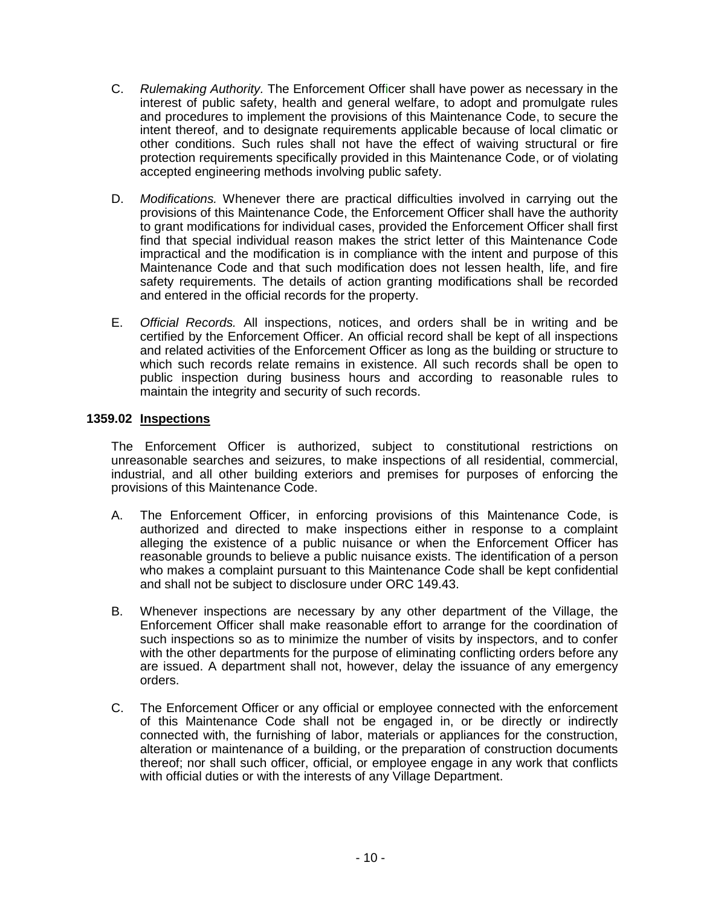C. *Rulemaking Authority.* The Enforcement Officer shall have power as necessary in the interest of public safety, health and general welfare, to adopt and promulgate rules and procedures to implement the provisions of this Maintenance Code, to secure the intent thereof, and to designate requirements applicable because of local climatic or other conditions. Such rules shall not have the effect of waiving structural or fire protection requirements specifically provided in this Maintenance Code, or of violating accepted engineering methods involving public safety.

D. *Modifications.* Whenever there are practical difficulties involved in carrying out the provisions of this Maintenance Code, the Enforcement Officer shall have the authority to grant modifications for individual cases, provided the Enforcement Officer shall first find that special individual reason makes the strict letter of this Maintenance Code impractical and the modification is in compliance with the intent and purpose of this Maintenance Code and that such modification does not lessen health, life, and fire safety requirements. The details of action granting modifications shall be recorded and entered in the official records for the property.

E. *Official Records.* All inspections, notices, and orders shall be in writing and be certified by the Enforcement Officer. An official record shall be kept of all inspections and related activities of the Enforcement Officer as long as the building or structure to which such records relate remains in existence. All such records shall be open to public inspection during business hours and according to reasonable rules to maintain the integrity and security of such records.

### 1359.02 Inspections

The Enforcement Officer is authorized, subject to constitutional restrictions on unreasonable searches and seizures, to make inspections of all residential, commercial, industrial, and all other building exteriors and premises for purposes of enforcing the provisions of this Maintenance Code.

A. The Enforcement Officer, in enforcing provisions of this Maintenance Code, is authorized and directed to make inspections either in response to a complaint alleging the existence of a public nuisance or when the Enforcement Officer has reasonable grounds to believe a public nuisance exists. The identification of a person who makes a complaint pursuant to this Maintenance Code shall be kept confidential and shall not be subject to disclosure under ORC 149.43.

B. Whenever inspections are necessary by any other department of the Village, the Enforcement Officer shall make reasonable effort to arrange for the coordination of such inspections so as to minimize the number of visits by inspectors, and to confer with the other departments for the purpose of eliminating conflicting orders before any are issued. A department shall not, however, delay the issuance of any emergency orders.

C. The Enforcement Officer or any official or employee connected with the enforcement of this Maintenance Code shall not be engaged in, or be directly or indirectly connected with, the furnishing of labor, materials or appliances for the construction, alteration or maintenance of a building, or the preparation of construction documents thereof; nor shall such officer, official, or employee engage in any work that conflicts with official duties or with the interests of any Village Department.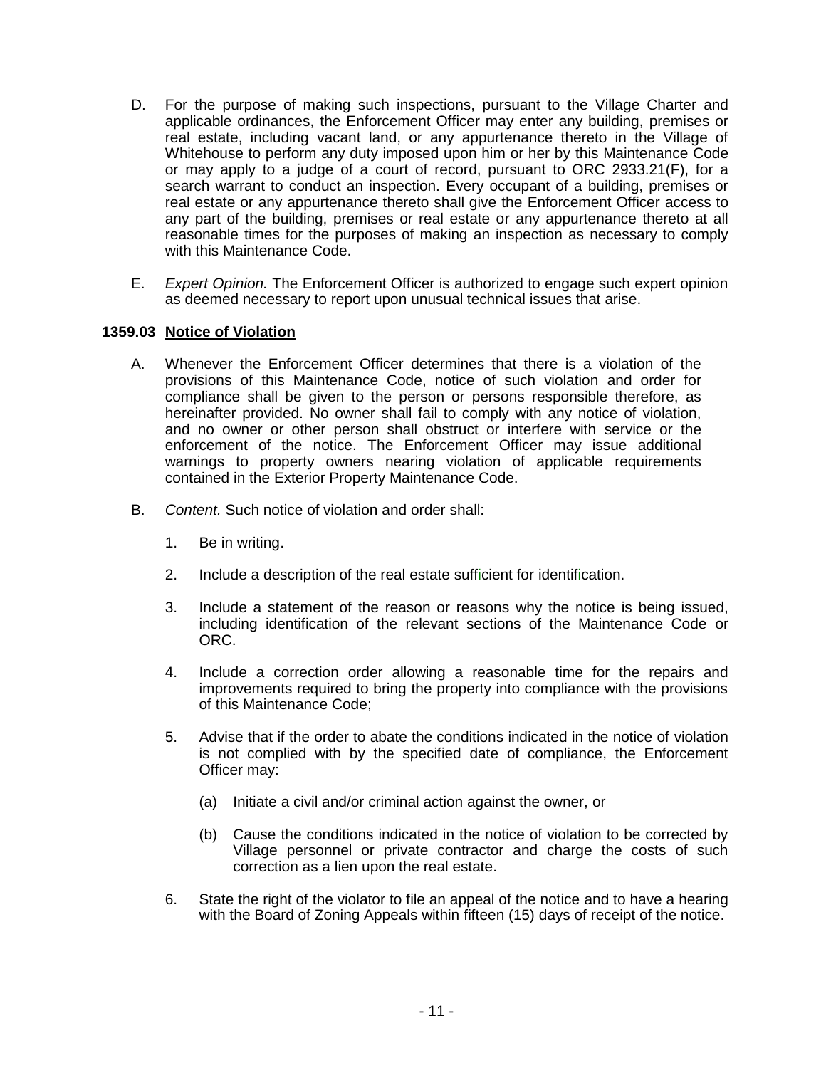D. For the purpose of making such inspections, pursuant to the Village Charter and applicable ordinances, the Enforcement Officer may enter any building, premises or real estate, including vacant land, or any appurtenance thereto in the Village of Whitehouse to perform any duty imposed upon him or her by this Maintenance Code or may apply to a judge of a court of record, pursuant to ORC 2933.21(F), for a search warrant to conduct an inspection. Every occupant of a building, premises or real estate or any appurtenance thereto shall give the Enforcement Officer access to any part of the building, premises or real estate or any appurtenance thereto at all reasonable times for the purposes of making an inspection as necessary to comply with this Maintenance Code.

E. *Expert Opinion.* The Enforcement Officer is authorized to engage such expert opinion as deemed necessary to report upon unusual technical issues that arise.

**1359.03 Notice of Violation**

A. Whenever the Enforcement Officer determines that there is a violation of the provisions of this Maintenance Code, notice of such violation and order for compliance shall be given to the person or persons responsible therefore, as hereinafter provided. No owner shall fail to comply with any notice of violation, and no owner or other person shall obstruct or interfere with service or the enforcement of the notice. The Enforcement Officer may issue additional warnings to property owners nearing violation of applicable requirements contained in the Exterior Property Maintenance Code.

B. *Content.* Such notice of violation and order shall:

1. Be in writing.

2. Include a description of the real estate sufficient for identification.

3. Include a statement of the reason or reasons why the notice is being issued, including identification of the relevant sections of the Maintenance Code or ORC.

4. Include a correction order allowing a reasonable time for the repairs and improvements required to bring the property into compliance with the provisions of this Maintenance Code;

5. Advise that if the order to abate the conditions indicated in the notice of violation is not complied with by the specified date of compliance, the Enforcement Officer may:

   (a) Initiate a civil and/or criminal action against the owner, or

   (b) Cause the conditions indicated in the notice of violation to be corrected by Village personnel or private contractor and charge the costs of such correction as a lien upon the real estate.

6. State the right of the violator to file an appeal of the notice and to have a hearing with the Board of Zoning Appeals within fifteen (15) days of receipt of the notice.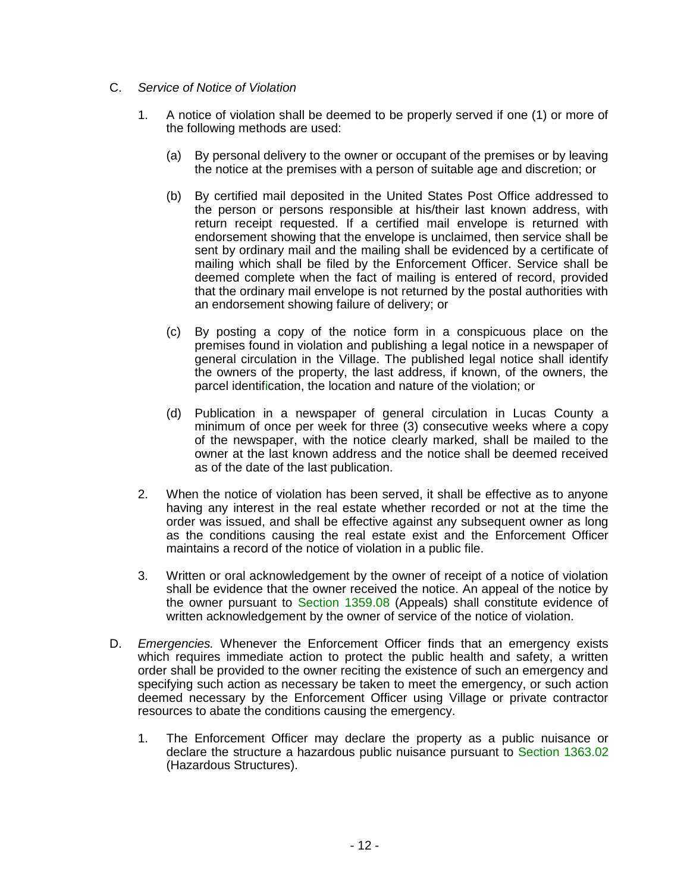C. *Service of Notice of Violation*

   1. A notice of violation shall be deemed to be properly served if one (1) or more of the following methods are used:

      (a) By personal delivery to the owner or occupant of the premises or by leaving the notice at the premises with a person of suitable age and discretion; or

      (b) By certified mail deposited in the United States Post Office addressed to the person or persons responsible at his/their last known address, with return receipt requested. If a certified mail envelope is returned with endorsement showing that the envelope is unclaimed, then service shall be sent by ordinary mail and the mailing shall be evidenced by a certificate of mailing which shall be filed by the Enforcement Officer. Service shall be deemed complete when the fact of mailing is entered of record, provided that the ordinary mail envelope is not returned by the postal authorities with an endorsement showing failure of delivery; or

      (c) By posting a copy of the notice form in a conspicuous place on the premises found in violation and publishing a legal notice in a newspaper of general circulation in the Village. The published legal notice shall identify the owners of the property, the last address, if known, of the owners, the parcel identification, the location and nature of the violation; or

      (d) Publication in a newspaper of general circulation in Lucas County a minimum of once per week for three (3) consecutive weeks where a copy of the newspaper, with the notice clearly marked, shall be mailed to the owner at the last known address and the notice shall be deemed received as of the date of the last publication.

   2. When the notice of violation has been served, it shall be effective as to anyone having any interest in the real estate whether recorded or not at the time the order was issued, and shall be effective against any subsequent owner as long as the conditions causing the real estate exist and the Enforcement Officer maintains a record of the notice of violation in a public file.

   3. Written or oral acknowledgement by the owner of receipt of a notice of violation shall be evidence that the owner received the notice. An appeal of the notice by the owner pursuant to Section 1359.08 (Appeals) shall constitute evidence of written acknowledgement by the owner of service of the notice of violation.

D. *Emergencies.* Whenever the Enforcement Officer finds that an emergency exists which requires immediate action to protect the public health and safety, a written order shall be provided to the owner reciting the existence of such an emergency and specifying such action as necessary be taken to meet the emergency, or such action deemed necessary by the Enforcement Officer using Village or private contractor resources to abate the conditions causing the emergency.

   1. The Enforcement Officer may declare the property as a public nuisance or declare the structure a hazardous public nuisance pursuant to Section 1363.02 (Hazardous Structures).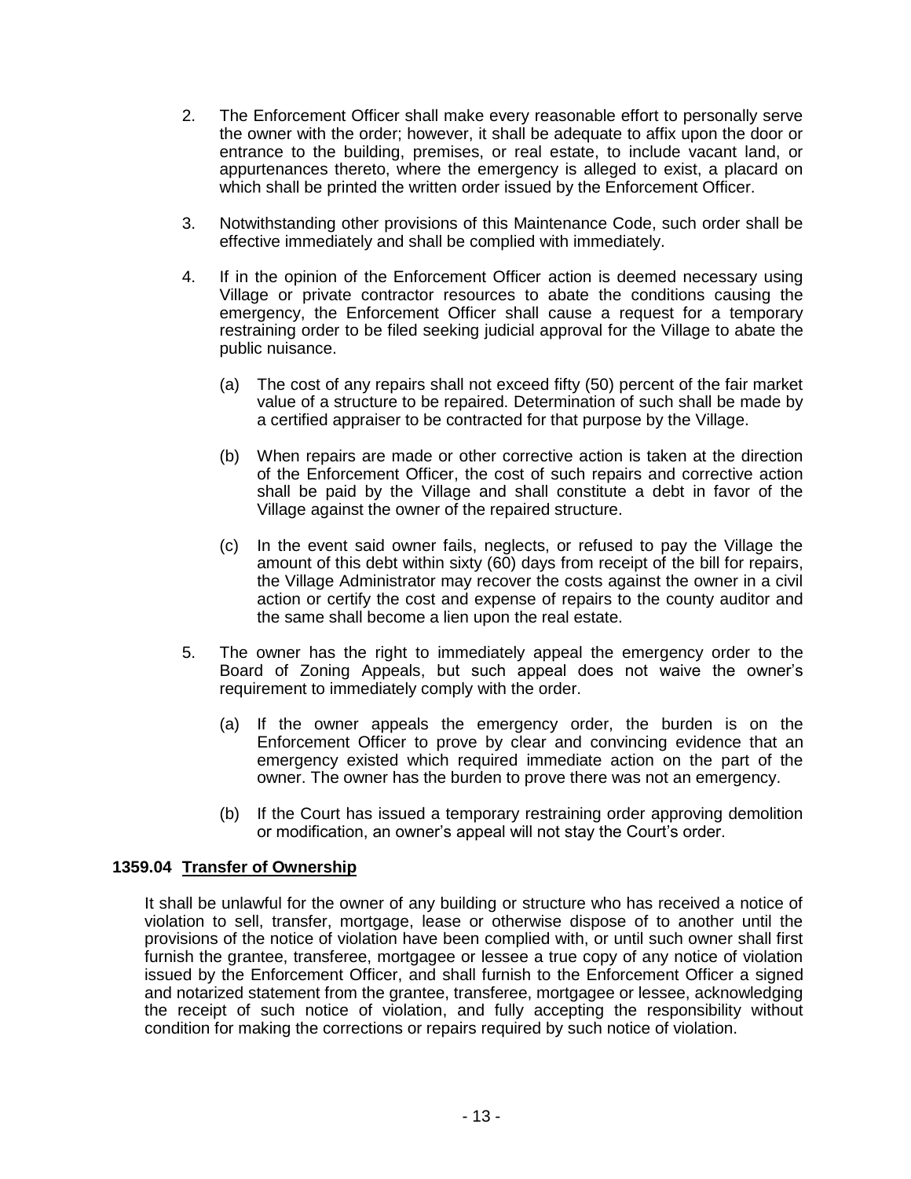2. The Enforcement Officer shall make every reasonable effort to personally serve the owner with the order; however, it shall be adequate to affix upon the door or entrance to the building, premises, or real estate, to include vacant land, or appurtenances thereto, where the emergency is alleged to exist, a placard on which shall be printed the written order issued by the Enforcement Officer.

3. Notwithstanding other provisions of this Maintenance Code, such order shall be effective immediately and shall be complied with immediately.

4. If in the opinion of the Enforcement Officer action is deemed necessary using Village or private contractor resources to abate the conditions causing the emergency, the Enforcement Officer shall cause a request for a temporary restraining order to be filed seeking judicial approval for the Village to abate the public nuisance.

   (a) The cost of any repairs shall not exceed fifty (50) percent of the fair market value of a structure to be repaired. Determination of such shall be made by a certified appraiser to be contracted for that purpose by the Village.

   (b) When repairs are made or other corrective action is taken at the direction of the Enforcement Officer, the cost of such repairs and corrective action shall be paid by the Village and shall constitute a debt in favor of the Village against the owner of the repaired structure.

   (c) In the event said owner fails, neglects, or refused to pay the Village the amount of this debt within sixty (60) days from receipt of the bill for repairs, the Village Administrator may recover the costs against the owner in a civil action or certify the cost and expense of repairs to the county auditor and the same shall become a lien upon the real estate.

5. The owner has the right to immediately appeal the emergency order to the Board of Zoning Appeals, but such appeal does not waive the owner's requirement to immediately comply with the order.

   (a) If the owner appeals the emergency order, the burden is on the Enforcement Officer to prove by clear and convincing evidence that an emergency existed which required immediate action on the part of the owner. The owner has the burden to prove there was not an emergency.

   (b) If the Court has issued a temporary restraining order approving demolition or modification, an owner's appeal will not stay the Court's order.

**1359.04 Transfer of Ownership**

It shall be unlawful for the owner of any building or structure who has received a notice of violation to sell, transfer, mortgage, lease or otherwise dispose of to another until the provisions of the notice of violation have been complied with, or until such owner shall first furnish the grantee, transferee, mortgagee or lessee a true copy of any notice of violation issued by the Enforcement Officer, and shall furnish to the Enforcement Officer a signed and notarized statement from the grantee, transferee, mortgagee or lessee, acknowledging the receipt of such notice of violation, and fully accepting the responsibility without condition for making the corrections or repairs required by such notice of violation.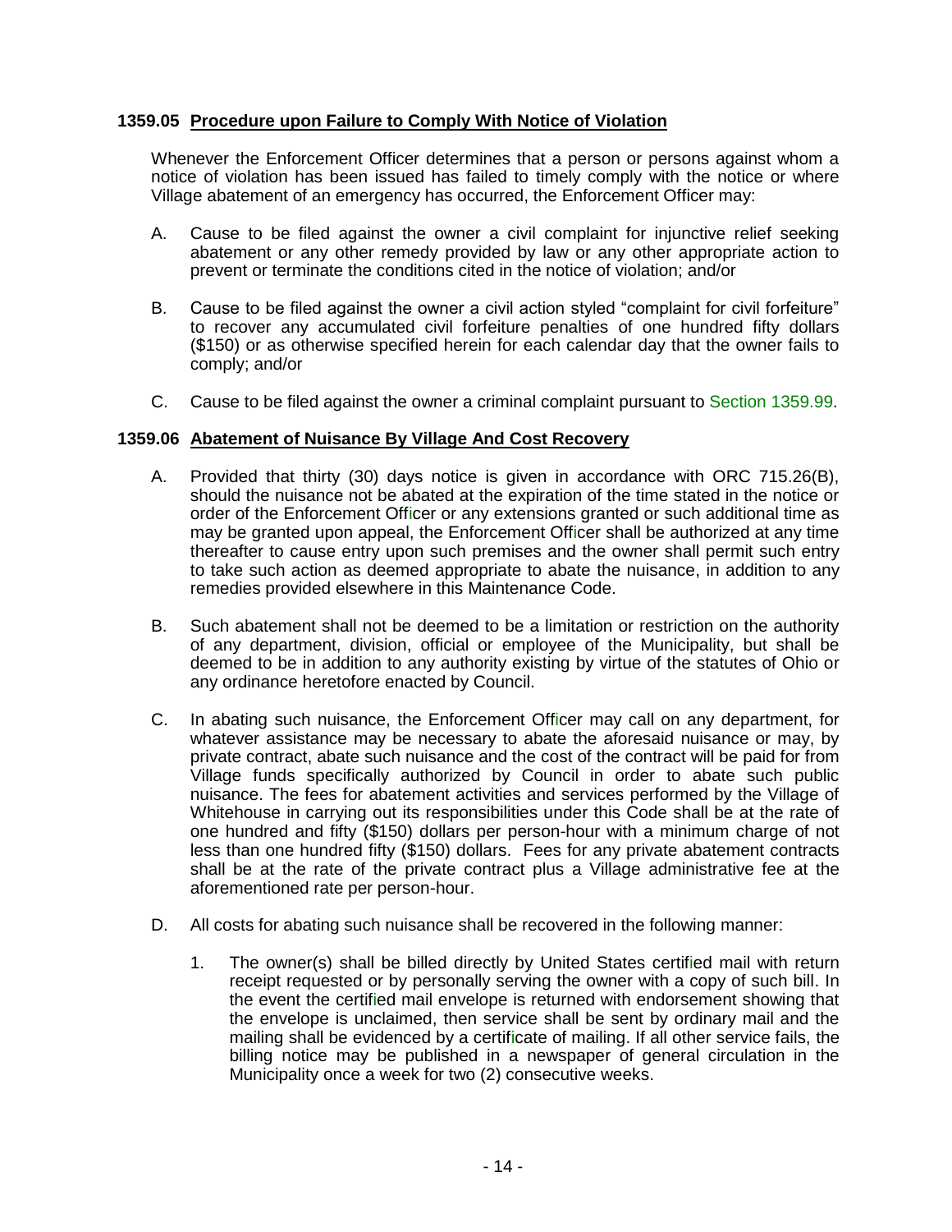### 1359.05 Procedure upon Failure to Comply With Notice of Violation

Whenever the Enforcement Officer determines that a person or persons against whom a notice of violation has been issued has failed to timely comply with the notice or where Village abatement of an emergency has occurred, the Enforcement Officer may:

A. Cause to be filed against the owner a civil complaint for injunctive relief seeking abatement or any other remedy provided by law or any other appropriate action to prevent or terminate the conditions cited in the notice of violation; and/or

B. Cause to be filed against the owner a civil action styled "complaint for civil forfeiture" to recover any accumulated civil forfeiture penalties of one hundred fifty dollars ($150) or as otherwise specified herein for each calendar day that the owner fails to comply; and/or

C. Cause to be filed against the owner a criminal complaint pursuant to Section 1359.99.

### 1359.06 Abatement of Nuisance By Village And Cost Recovery

A. Provided that thirty (30) days notice is given in accordance with ORC 715.26(B), should the nuisance not be abated at the expiration of the time stated in the notice or order of the Enforcement Officer or any extensions granted or such additional time as may be granted upon appeal, the Enforcement Officer shall be authorized at any time thereafter to cause entry upon such premises and the owner shall permit such entry to take such action as deemed appropriate to abate the nuisance, in addition to any remedies provided elsewhere in this Maintenance Code.

B. Such abatement shall not be deemed to be a limitation or restriction on the authority of any department, division, official or employee of the Municipality, but shall be deemed to be in addition to any authority existing by virtue of the statutes of Ohio or any ordinance heretofore enacted by Council.

C. In abating such nuisance, the Enforcement Officer may call on any department, for whatever assistance may be necessary to abate the aforesaid nuisance or may, by private contract, abate such nuisance and the cost of the contract will be paid for from Village funds specifically authorized by Council in order to abate such public nuisance. The fees for abatement activities and services performed by the Village of Whitehouse in carrying out its responsibilities under this Code shall be at the rate of one hundred and fifty ($150) dollars per person-hour with a minimum charge of not less than one hundred fifty ($150) dollars. Fees for any private abatement contracts shall be at the rate of the private contract plus a Village administrative fee at the aforementioned rate per person-hour.

D. All costs for abating such nuisance shall be recovered in the following manner:

   1. The owner(s) shall be billed directly by United States certified mail with return receipt requested or by personally serving the owner with a copy of such bill. In the event the certified mail envelope is returned with endorsement showing that the envelope is unclaimed, then service shall be sent by ordinary mail and the mailing shall be evidenced by a certificate of mailing. If all other service fails, the billing notice may be published in a newspaper of general circulation in the Municipality once a week for two (2) consecutive weeks.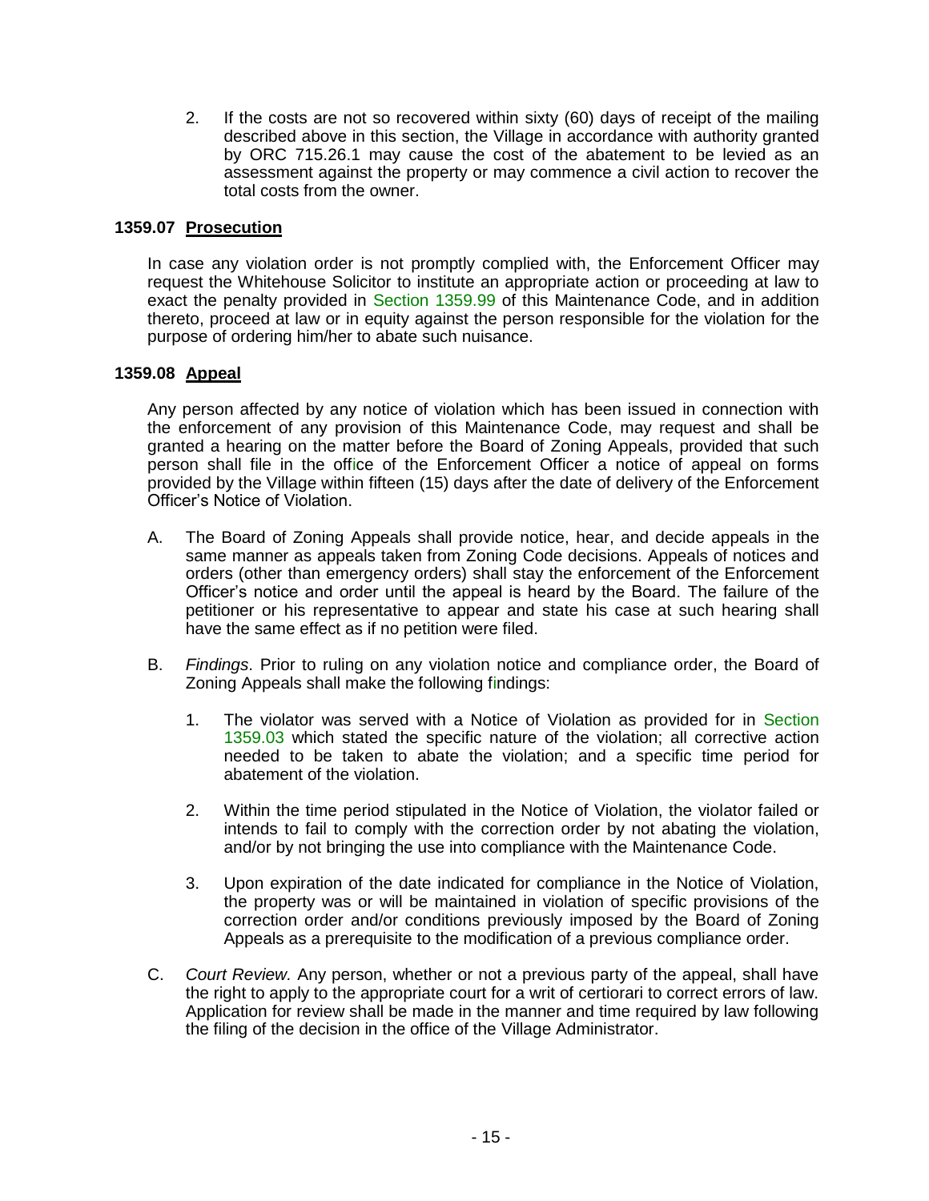2. If the costs are not so recovered within sixty (60) days of receipt of the mailing described above in this section, the Village in accordance with authority granted by ORC 715.26.1 may cause the cost of the abatement to be levied as an assessment against the property or may commence a civil action to recover the total costs from the owner.

### 1359.07 Prosecution

In case any violation order is not promptly complied with, the Enforcement Officer may request the Whitehouse Solicitor to institute an appropriate action or proceeding at law to exact the penalty provided in Section 1359.99 of this Maintenance Code, and in addition thereto, proceed at law or in equity against the person responsible for the violation for the purpose of ordering him/her to abate such nuisance.

### 1359.08 Appeal

Any person affected by any notice of violation which has been issued in connection with the enforcement of any provision of this Maintenance Code, may request and shall be granted a hearing on the matter before the Board of Zoning Appeals, provided that such person shall file in the office of the Enforcement Officer a notice of appeal on forms provided by the Village within fifteen (15) days after the date of delivery of the Enforcement Officer's Notice of Violation.

A. The Board of Zoning Appeals shall provide notice, hear, and decide appeals in the same manner as appeals taken from Zoning Code decisions. Appeals of notices and orders (other than emergency orders) shall stay the enforcement of the Enforcement Officer's notice and order until the appeal is heard by the Board. The failure of the petitioner or his representative to appear and state his case at such hearing shall have the same effect as if no petition were filed.

B. *Findings*. Prior to ruling on any violation notice and compliance order, the Board of Zoning Appeals shall make the following findings:

   1. The violator was served with a Notice of Violation as provided for in Section 1359.03 which stated the specific nature of the violation; all corrective action needed to be taken to abate the violation; and a specific time period for abatement of the violation.

   2. Within the time period stipulated in the Notice of Violation, the violator failed or intends to fail to comply with the correction order by not abating the violation, and/or by not bringing the use into compliance with the Maintenance Code.

   3. Upon expiration of the date indicated for compliance in the Notice of Violation, the property was or will be maintained in violation of specific provisions of the correction order and/or conditions previously imposed by the Board of Zoning Appeals as a prerequisite to the modification of a previous compliance order.

C. *Court Review.* Any person, whether or not a previous party of the appeal, shall have the right to apply to the appropriate court for a writ of certiorari to correct errors of law. Application for review shall be made in the manner and time required by law following the filing of the decision in the office of the Village Administrator.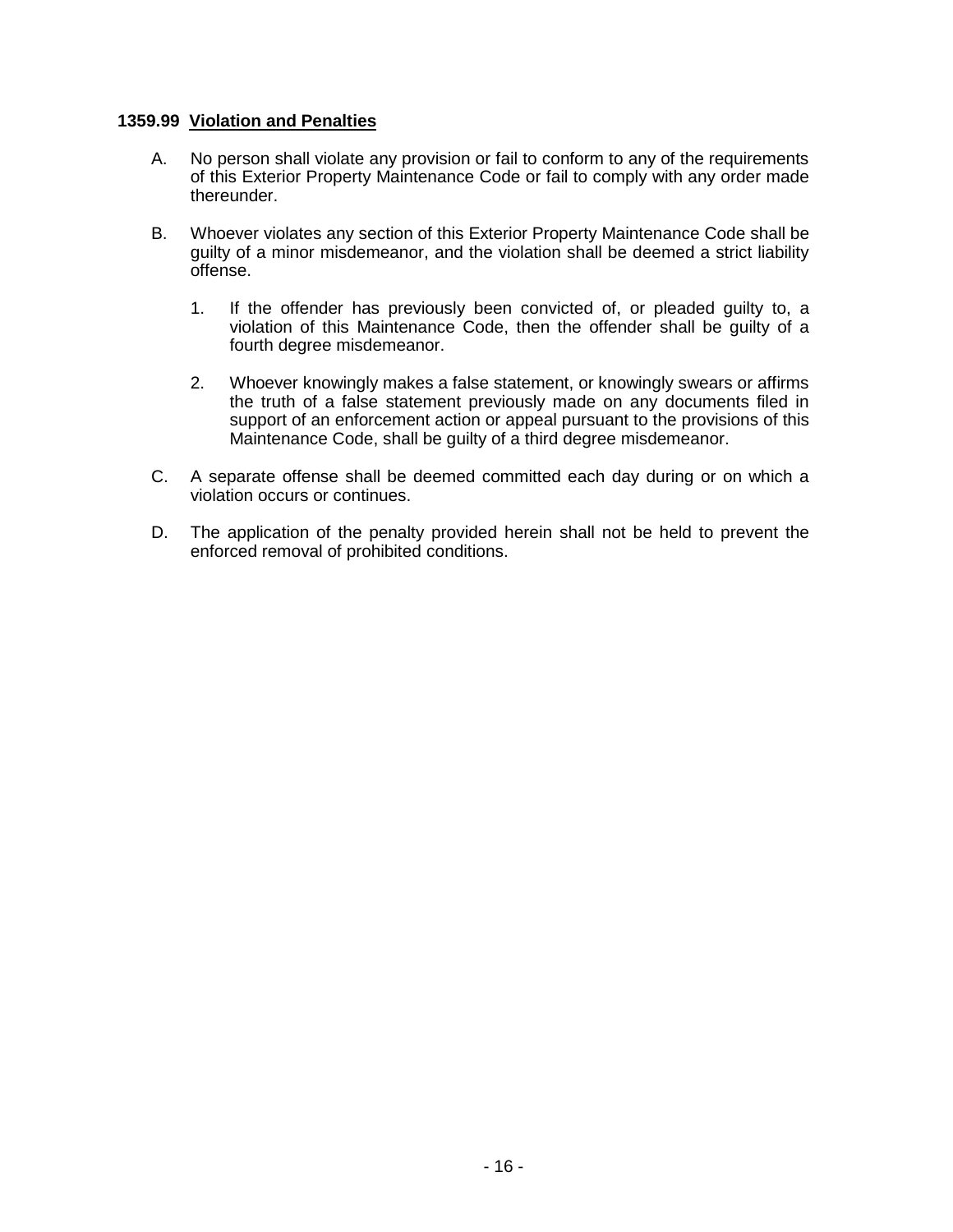### 1359.99 Violation and Penalties

A. No person shall violate any provision or fail to conform to any of the requirements of this Exterior Property Maintenance Code or fail to comply with any order made thereunder.

B. Whoever violates any section of this Exterior Property Maintenance Code shall be guilty of a minor misdemeanor, and the violation shall be deemed a strict liability offense.

   1. If the offender has previously been convicted of, or pleaded guilty to, a violation of this Maintenance Code, then the offender shall be guilty of a fourth degree misdemeanor.

   2. Whoever knowingly makes a false statement, or knowingly swears or affirms the truth of a false statement previously made on any documents filed in support of an enforcement action or appeal pursuant to the provisions of this Maintenance Code, shall be guilty of a third degree misdemeanor.

C. A separate offense shall be deemed committed each day during or on which a violation occurs or continues.

D. The application of the penalty provided herein shall not be held to prevent the enforced removal of prohibited conditions.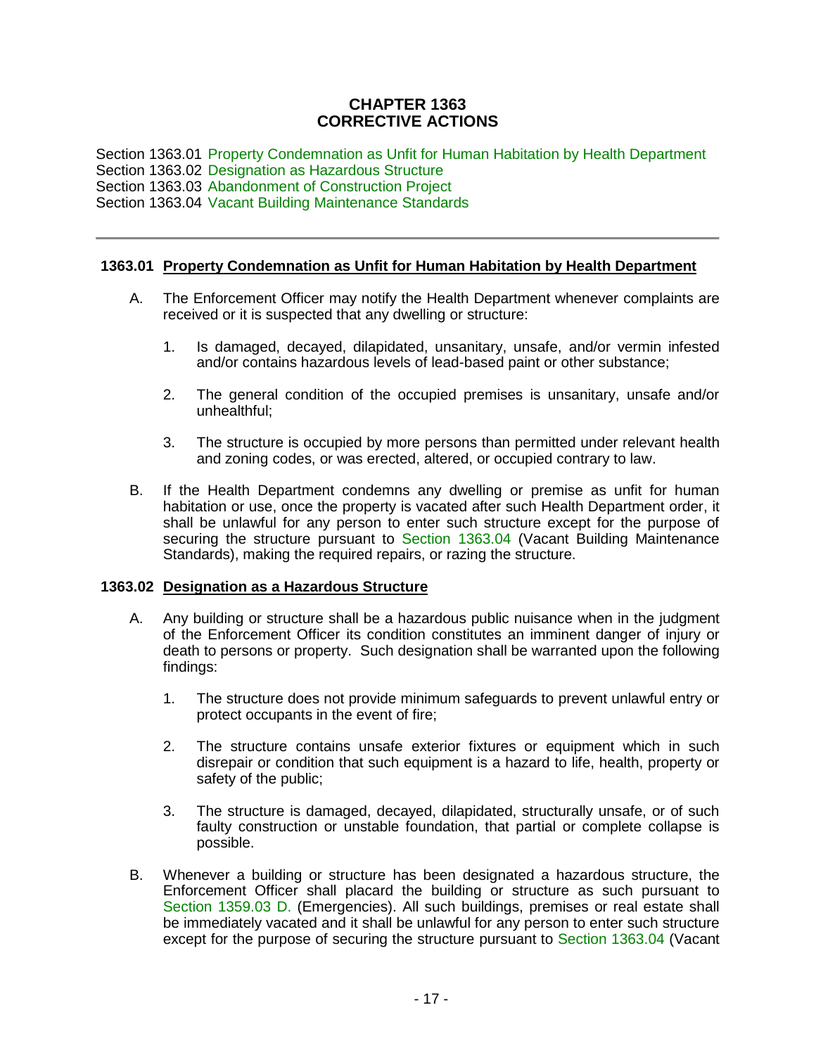# CHAPTER 1363
# CORRECTIVE ACTIONS

Section 1363.01 Property Condemnation as Unfit for Human Habitation by Health Department
Section 1363.02 Designation as Hazardous Structure
Section 1363.03 Abandonment of Construction Project
Section 1363.04 Vacant Building Maintenance Standards

---

## 1363.01 Property Condemnation as Unfit for Human Habitation by Health Department

A. The Enforcement Officer may notify the Health Department whenever complaints are received or it is suspected that any dwelling or structure:

1. Is damaged, decayed, dilapidated, unsanitary, unsafe, and/or vermin infested and/or contains hazardous levels of lead-based paint or other substance;

2. The general condition of the occupied premises is unsanitary, unsafe and/or unhealthful;

3. The structure is occupied by more persons than permitted under relevant health and zoning codes, or was erected, altered, or occupied contrary to law.

B. If the Health Department condemns any dwelling or premise as unfit for human habitation or use, once the property is vacated after such Health Department order, it shall be unlawful for any person to enter such structure except for the purpose of securing the structure pursuant to Section 1363.04 (Vacant Building Maintenance Standards), making the required repairs, or razing the structure.

## 1363.02 Designation as a Hazardous Structure

A. Any building or structure shall be a hazardous public nuisance when in the judgment of the Enforcement Officer its condition constitutes an imminent danger of injury or death to persons or property. Such designation shall be warranted upon the following findings:

1. The structure does not provide minimum safeguards to prevent unlawful entry or protect occupants in the event of fire;

2. The structure contains unsafe exterior fixtures or equipment which in such disrepair or condition that such equipment is a hazard to life, health, property or safety of the public;

3. The structure is damaged, decayed, dilapidated, structurally unsafe, or of such faulty construction or unstable foundation, that partial or complete collapse is possible.

B. Whenever a building or structure has been designated a hazardous structure, the Enforcement Officer shall placard the building or structure as such pursuant to Section 1359.03 D. (Emergencies). All such buildings, premises or real estate shall be immediately vacated and it shall be unlawful for any person to enter such structure except for the purpose of securing the structure pursuant to Section 1363.04 (Vacant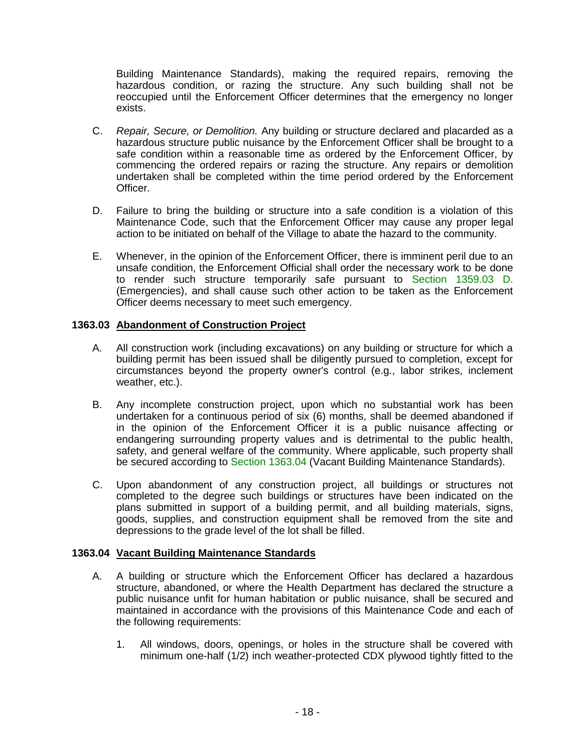Building Maintenance Standards), making the required repairs, removing the hazardous condition, or razing the structure. Any such building shall not be reoccupied until the Enforcement Officer determines that the emergency no longer exists.

C. *Repair, Secure, or Demolition.* Any building or structure declared and placarded as a hazardous structure public nuisance by the Enforcement Officer shall be brought to a safe condition within a reasonable time as ordered by the Enforcement Officer, by commencing the ordered repairs or razing the structure. Any repairs or demolition undertaken shall be completed within the time period ordered by the Enforcement Officer.

D. Failure to bring the building or structure into a safe condition is a violation of this Maintenance Code, such that the Enforcement Officer may cause any proper legal action to be initiated on behalf of the Village to abate the hazard to the community.

E. Whenever, in the opinion of the Enforcement Officer, there is imminent peril due to an unsafe condition, the Enforcement Official shall order the necessary work to be done to render such structure temporarily safe pursuant to Section 1359.03 D. (Emergencies), and shall cause such other action to be taken as the Enforcement Officer deems necessary to meet such emergency.

**1363.03 Abandonment of Construction Project**

A. All construction work (including excavations) on any building or structure for which a building permit has been issued shall be diligently pursued to completion, except for circumstances beyond the property owner's control (e.g., labor strikes, inclement weather, etc.).

B. Any incomplete construction project, upon which no substantial work has been undertaken for a continuous period of six (6) months, shall be deemed abandoned if in the opinion of the Enforcement Officer it is a public nuisance affecting or endangering surrounding property values and is detrimental to the public health, safety, and general welfare of the community. Where applicable, such property shall be secured according to Section 1363.04 (Vacant Building Maintenance Standards).

C. Upon abandonment of any construction project, all buildings or structures not completed to the degree such buildings or structures have been indicated on the plans submitted in support of a building permit, and all building materials, signs, goods, supplies, and construction equipment shall be removed from the site and depressions to the grade level of the lot shall be filled.

**1363.04 Vacant Building Maintenance Standards**

A. A building or structure which the Enforcement Officer has declared a hazardous structure, abandoned, or where the Health Department has declared the structure a public nuisance unfit for human habitation or public nuisance, shall be secured and maintained in accordance with the provisions of this Maintenance Code and each of the following requirements:

1. All windows, doors, openings, or holes in the structure shall be covered with minimum one-half (1/2) inch weather-protected CDX plywood tightly fitted to the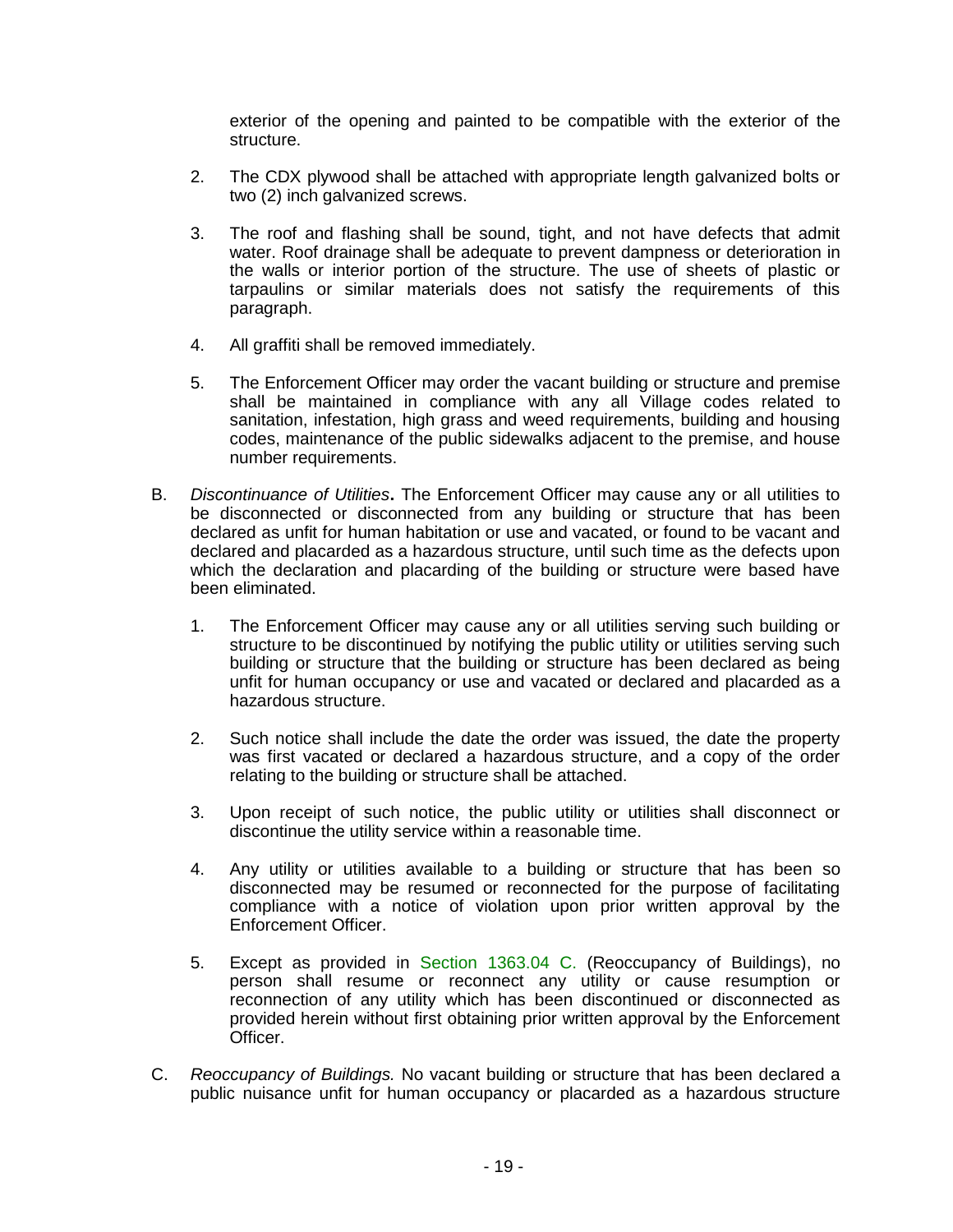exterior of the opening and painted to be compatible with the exterior of the structure.

2. The CDX plywood shall be attached with appropriate length galvanized bolts or two (2) inch galvanized screws.

3. The roof and flashing shall be sound, tight, and not have defects that admit water. Roof drainage shall be adequate to prevent dampness or deterioration in the walls or interior portion of the structure. The use of sheets of plastic or tarpaulins or similar materials does not satisfy the requirements of this paragraph.

4. All graffiti shall be removed immediately.

5. The Enforcement Officer may order the vacant building or structure and premise shall be maintained in compliance with any all Village codes related to sanitation, infestation, high grass and weed requirements, building and housing codes, maintenance of the public sidewalks adjacent to the premise, and house number requirements.

B. *Discontinuance of Utilities*. The Enforcement Officer may cause any or all utilities to be disconnected or disconnected from any building or structure that has been declared as unfit for human habitation or use and vacated, or found to be vacant and declared and placarded as a hazardous structure, until such time as the defects upon which the declaration and placarding of the building or structure were based have been eliminated.

1. The Enforcement Officer may cause any or all utilities serving such building or structure to be discontinued by notifying the public utility or utilities serving such building or structure that the building or structure has been declared as being unfit for human occupancy or use and vacated or declared and placarded as a hazardous structure.

2. Such notice shall include the date the order was issued, the date the property was first vacated or declared a hazardous structure, and a copy of the order relating to the building or structure shall be attached.

3. Upon receipt of such notice, the public utility or utilities shall disconnect or discontinue the utility service within a reasonable time.

4. Any utility or utilities available to a building or structure that has been so disconnected may be resumed or reconnected for the purpose of facilitating compliance with a notice of violation upon prior written approval by the Enforcement Officer.

5. Except as provided in Section 1363.04 C. (Reoccupancy of Buildings), no person shall resume or reconnect any utility or cause resumption or reconnection of any utility which has been discontinued or disconnected as provided herein without first obtaining prior written approval by the Enforcement Officer.

C. *Reoccupancy of Buildings.* No vacant building or structure that has been declared a public nuisance unfit for human occupancy or placarded as a hazardous structure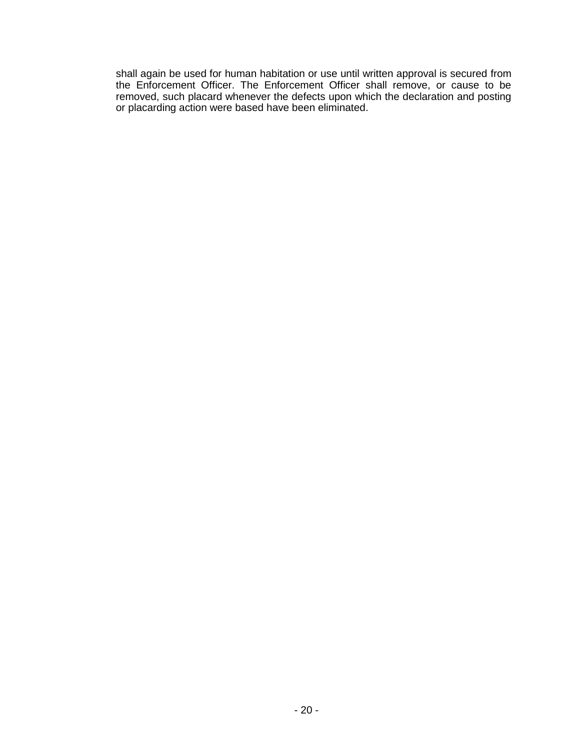shall again be used for human habitation or use until written approval is secured from the Enforcement Officer. The Enforcement Officer shall remove, or cause to be removed, such placard whenever the defects upon which the declaration and posting or placarding action were based have been eliminated.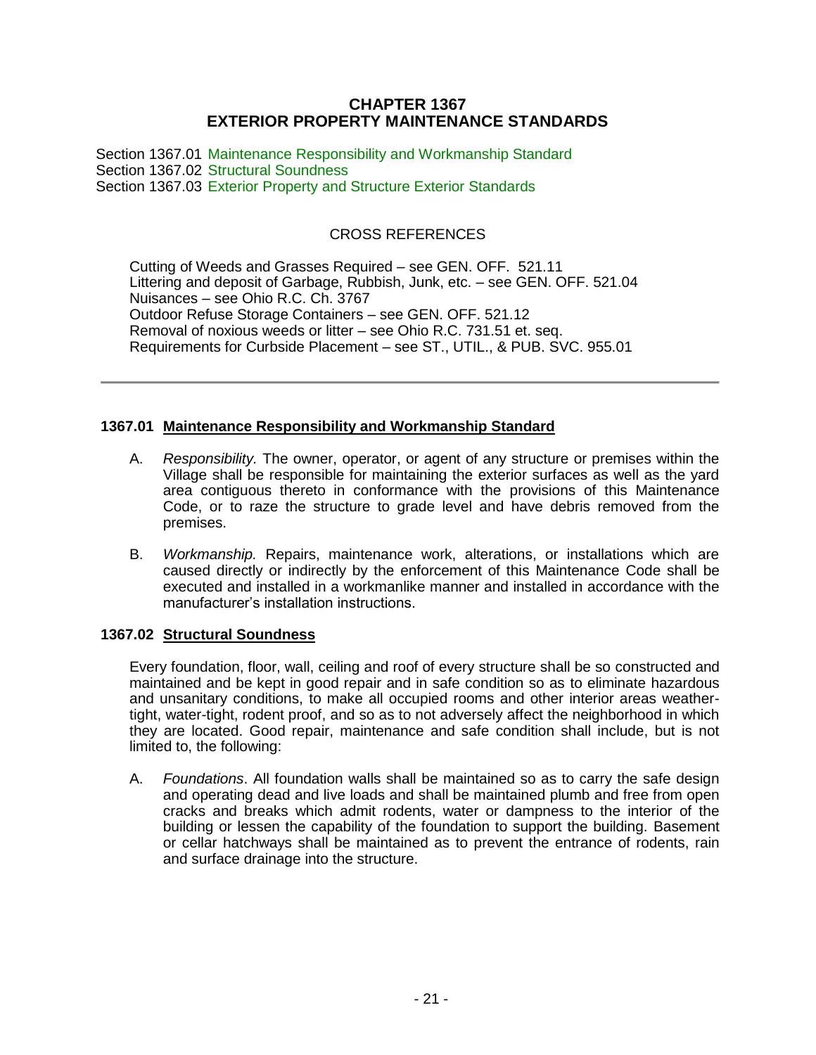# CHAPTER 1367
# EXTERIOR PROPERTY MAINTENANCE STANDARDS

Section 1367.01 Maintenance Responsibility and Workmanship Standard
Section 1367.02 Structural Soundness
Section 1367.03 Exterior Property and Structure Exterior Standards

CROSS REFERENCES

Cutting of Weeds and Grasses Required – see GEN. OFF. 521.11
Littering and deposit of Garbage, Rubbish, Junk, etc. – see GEN. OFF. 521.04
Nuisances – see Ohio R.C. Ch. 3767
Outdoor Refuse Storage Containers – see GEN. OFF. 521.12
Removal of noxious weeds or litter – see Ohio R.C. 731.51 et. seq.
Requirements for Curbside Placement – see ST., UTIL., & PUB. SVC. 955.01

---

## 1367.01 Maintenance Responsibility and Workmanship Standard

A. *Responsibility.* The owner, operator, or agent of any structure or premises within the Village shall be responsible for maintaining the exterior surfaces as well as the yard area contiguous thereto in conformance with the provisions of this Maintenance Code, or to raze the structure to grade level and have debris removed from the premises.

B. *Workmanship.* Repairs, maintenance work, alterations, or installations which are caused directly or indirectly by the enforcement of this Maintenance Code shall be executed and installed in a workmanlike manner and installed in accordance with the manufacturer's installation instructions.

## 1367.02 Structural Soundness

Every foundation, floor, wall, ceiling and roof of every structure shall be so constructed and maintained and be kept in good repair and in safe condition so as to eliminate hazardous and unsanitary conditions, to make all occupied rooms and other interior areas weather-tight, water-tight, rodent proof, and so as to not adversely affect the neighborhood in which they are located. Good repair, maintenance and safe condition shall include, but is not limited to, the following:

A. *Foundations*. All foundation walls shall be maintained so as to carry the safe design and operating dead and live loads and shall be maintained plumb and free from open cracks and breaks which admit rodents, water or dampness to the interior of the building or lessen the capability of the foundation to support the building. Basement or cellar hatchways shall be maintained as to prevent the entrance of rodents, rain and surface drainage into the structure.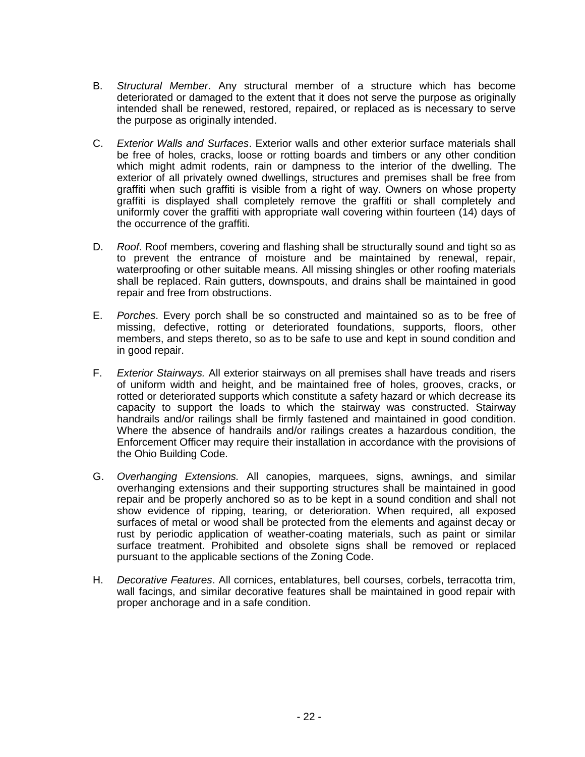B. *Structural Member*. Any structural member of a structure which has become deteriorated or damaged to the extent that it does not serve the purpose as originally intended shall be renewed, restored, repaired, or replaced as is necessary to serve the purpose as originally intended.

C. *Exterior Walls and Surfaces*. Exterior walls and other exterior surface materials shall be free of holes, cracks, loose or rotting boards and timbers or any other condition which might admit rodents, rain or dampness to the interior of the dwelling. The exterior of all privately owned dwellings, structures and premises shall be free from graffiti when such graffiti is visible from a right of way. Owners on whose property graffiti is displayed shall completely remove the graffiti or shall completely and uniformly cover the graffiti with appropriate wall covering within fourteen (14) days of the occurrence of the graffiti.

D. *Roof*. Roof members, covering and flashing shall be structurally sound and tight so as to prevent the entrance of moisture and be maintained by renewal, repair, waterproofing or other suitable means. All missing shingles or other roofing materials shall be replaced. Rain gutters, downspouts, and drains shall be maintained in good repair and free from obstructions.

E. *Porches*. Every porch shall be so constructed and maintained so as to be free of missing, defective, rotting or deteriorated foundations, supports, floors, other members, and steps thereto, so as to be safe to use and kept in sound condition and in good repair.

F. *Exterior Stairways.* All exterior stairways on all premises shall have treads and risers of uniform width and height, and be maintained free of holes, grooves, cracks, or rotted or deteriorated supports which constitute a safety hazard or which decrease its capacity to support the loads to which the stairway was constructed. Stairway handrails and/or railings shall be firmly fastened and maintained in good condition. Where the absence of handrails and/or railings creates a hazardous condition, the Enforcement Officer may require their installation in accordance with the provisions of the Ohio Building Code.

G. *Overhanging Extensions.* All canopies, marquees, signs, awnings, and similar overhanging extensions and their supporting structures shall be maintained in good repair and be properly anchored so as to be kept in a sound condition and shall not show evidence of ripping, tearing, or deterioration. When required, all exposed surfaces of metal or wood shall be protected from the elements and against decay or rust by periodic application of weather-coating materials, such as paint or similar surface treatment. Prohibited and obsolete signs shall be removed or replaced pursuant to the applicable sections of the Zoning Code.

H. *Decorative Features*. All cornices, entablatures, bell courses, corbels, terracotta trim, wall facings, and similar decorative features shall be maintained in good repair with proper anchorage and in a safe condition.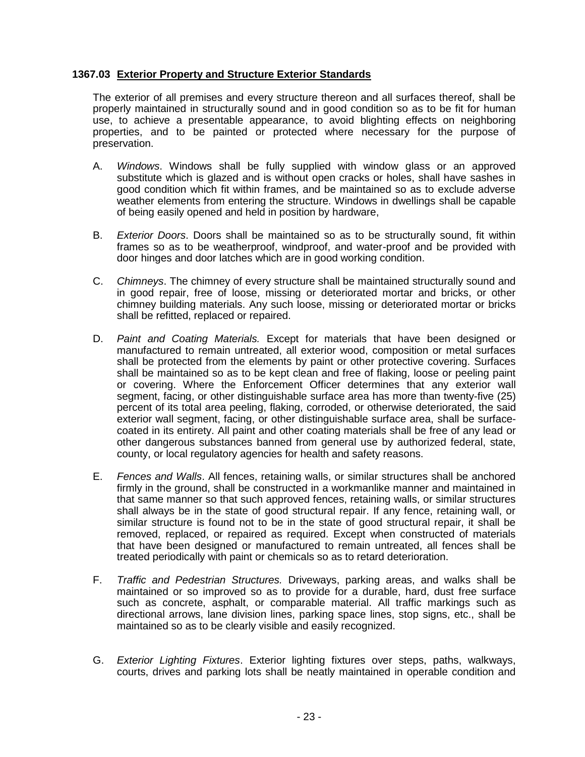### 1367.03 **Exterior Property and Structure Exterior Standards**

The exterior of all premises and every structure thereon and all surfaces thereof, shall be properly maintained in structurally sound and in good condition so as to be fit for human use, to achieve a presentable appearance, to avoid blighting effects on neighboring properties, and to be painted or protected where necessary for the purpose of preservation.

A. *Windows*. Windows shall be fully supplied with window glass or an approved substitute which is glazed and is without open cracks or holes, shall have sashes in good condition which fit within frames, and be maintained so as to exclude adverse weather elements from entering the structure. Windows in dwellings shall be capable of being easily opened and held in position by hardware,

B. *Exterior Doors*. Doors shall be maintained so as to be structurally sound, fit within frames so as to be weatherproof, windproof, and water-proof and be provided with door hinges and door latches which are in good working condition.

C. *Chimneys*. The chimney of every structure shall be maintained structurally sound and in good repair, free of loose, missing or deteriorated mortar and bricks, or other chimney building materials. Any such loose, missing or deteriorated mortar or bricks shall be refitted, replaced or repaired.

D. *Paint and Coating Materials.* Except for materials that have been designed or manufactured to remain untreated, all exterior wood, composition or metal surfaces shall be protected from the elements by paint or other protective covering. Surfaces shall be maintained so as to be kept clean and free of flaking, loose or peeling paint or covering. Where the Enforcement Officer determines that any exterior wall segment, facing, or other distinguishable surface area has more than twenty-five (25) percent of its total area peeling, flaking, corroded, or otherwise deteriorated, the said exterior wall segment, facing, or other distinguishable surface area, shall be surface-coated in its entirety. All paint and other coating materials shall be free of any lead or other dangerous substances banned from general use by authorized federal, state, county, or local regulatory agencies for health and safety reasons.

E. *Fences and Walls*. All fences, retaining walls, or similar structures shall be anchored firmly in the ground, shall be constructed in a workmanlike manner and maintained in that same manner so that such approved fences, retaining walls, or similar structures shall always be in the state of good structural repair. If any fence, retaining wall, or similar structure is found not to be in the state of good structural repair, it shall be removed, replaced, or repaired as required. Except when constructed of materials that have been designed or manufactured to remain untreated, all fences shall be treated periodically with paint or chemicals so as to retard deterioration.

F. *Traffic and Pedestrian Structures.* Driveways, parking areas, and walks shall be maintained or so improved so as to provide for a durable, hard, dust free surface such as concrete, asphalt, or comparable material. All traffic markings such as directional arrows, lane division lines, parking space lines, stop signs, etc., shall be maintained so as to be clearly visible and easily recognized.

G. *Exterior Lighting Fixtures*. Exterior lighting fixtures over steps, paths, walkways, courts, drives and parking lots shall be neatly maintained in operable condition and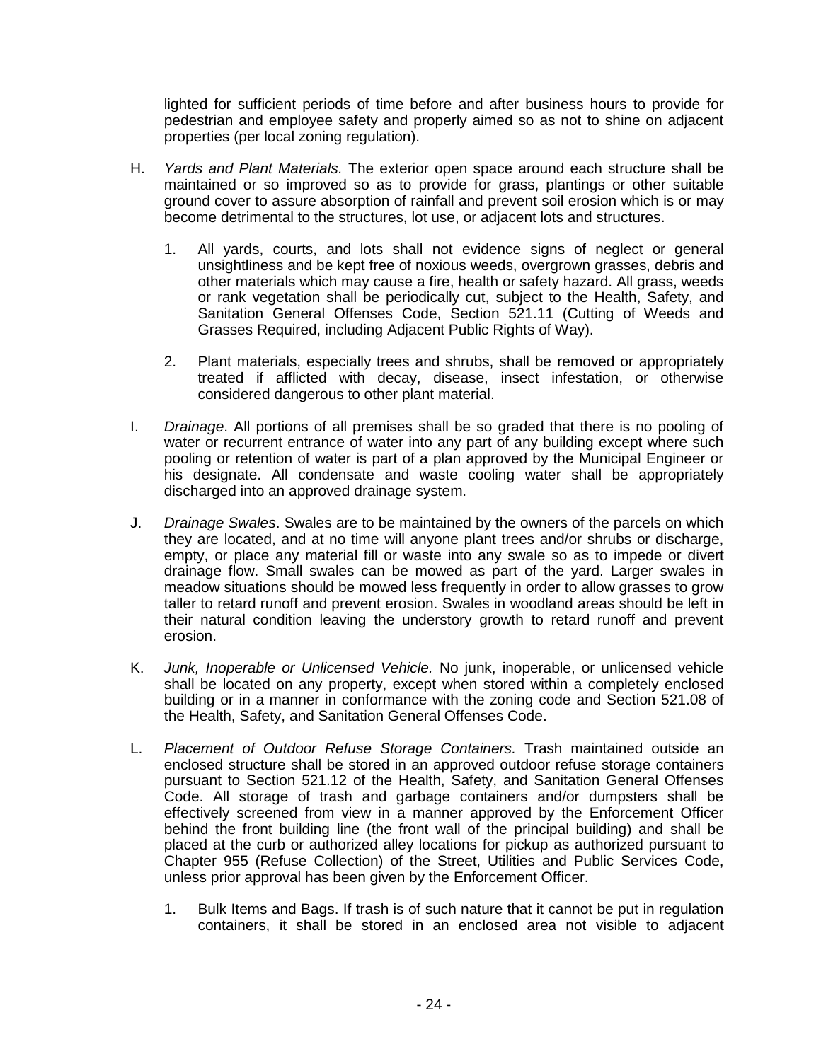lighted for sufficient periods of time before and after business hours to provide for pedestrian and employee safety and properly aimed so as not to shine on adjacent properties (per local zoning regulation).

H. *Yards and Plant Materials.* The exterior open space around each structure shall be maintained or so improved so as to provide for grass, plantings or other suitable ground cover to assure absorption of rainfall and prevent soil erosion which is or may become detrimental to the structures, lot use, or adjacent lots and structures.

   1. All yards, courts, and lots shall not evidence signs of neglect or general unsightliness and be kept free of noxious weeds, overgrown grasses, debris and other materials which may cause a fire, health or safety hazard. All grass, weeds or rank vegetation shall be periodically cut, subject to the Health, Safety, and Sanitation General Offenses Code, Section 521.11 (Cutting of Weeds and Grasses Required, including Adjacent Public Rights of Way).

   2. Plant materials, especially trees and shrubs, shall be removed or appropriately treated if afflicted with decay, disease, insect infestation, or otherwise considered dangerous to other plant material.

I. *Drainage*. All portions of all premises shall be so graded that there is no pooling of water or recurrent entrance of water into any part of any building except where such pooling or retention of water is part of a plan approved by the Municipal Engineer or his designate. All condensate and waste cooling water shall be appropriately discharged into an approved drainage system.

J. *Drainage Swales*. Swales are to be maintained by the owners of the parcels on which they are located, and at no time will anyone plant trees and/or shrubs or discharge, empty, or place any material fill or waste into any swale so as to impede or divert drainage flow. Small swales can be mowed as part of the yard. Larger swales in meadow situations should be mowed less frequently in order to allow grasses to grow taller to retard runoff and prevent erosion. Swales in woodland areas should be left in their natural condition leaving the understory growth to retard runoff and prevent erosion.

K. *Junk, Inoperable or Unlicensed Vehicle.* No junk, inoperable, or unlicensed vehicle shall be located on any property, except when stored within a completely enclosed building or in a manner in conformance with the zoning code and Section 521.08 of the Health, Safety, and Sanitation General Offenses Code.

L. *Placement of Outdoor Refuse Storage Containers.* Trash maintained outside an enclosed structure shall be stored in an approved outdoor refuse storage containers pursuant to Section 521.12 of the Health, Safety, and Sanitation General Offenses Code. All storage of trash and garbage containers and/or dumpsters shall be effectively screened from view in a manner approved by the Enforcement Officer behind the front building line (the front wall of the principal building) and shall be placed at the curb or authorized alley locations for pickup as authorized pursuant to Chapter 955 (Refuse Collection) of the Street, Utilities and Public Services Code, unless prior approval has been given by the Enforcement Officer.

   1. Bulk Items and Bags. If trash is of such nature that it cannot be put in regulation containers, it shall be stored in an enclosed area not visible to adjacent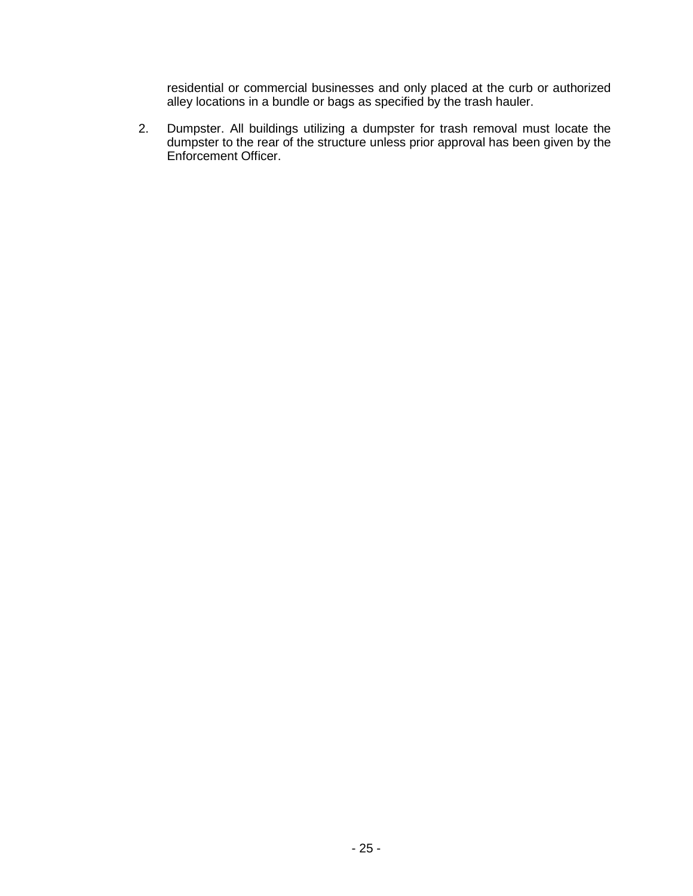residential or commercial businesses and only placed at the curb or authorized alley locations in a bundle or bags as specified by the trash hauler.

2. Dumpster. All buildings utilizing a dumpster for trash removal must locate the dumpster to the rear of the structure unless prior approval has been given by the Enforcement Officer.